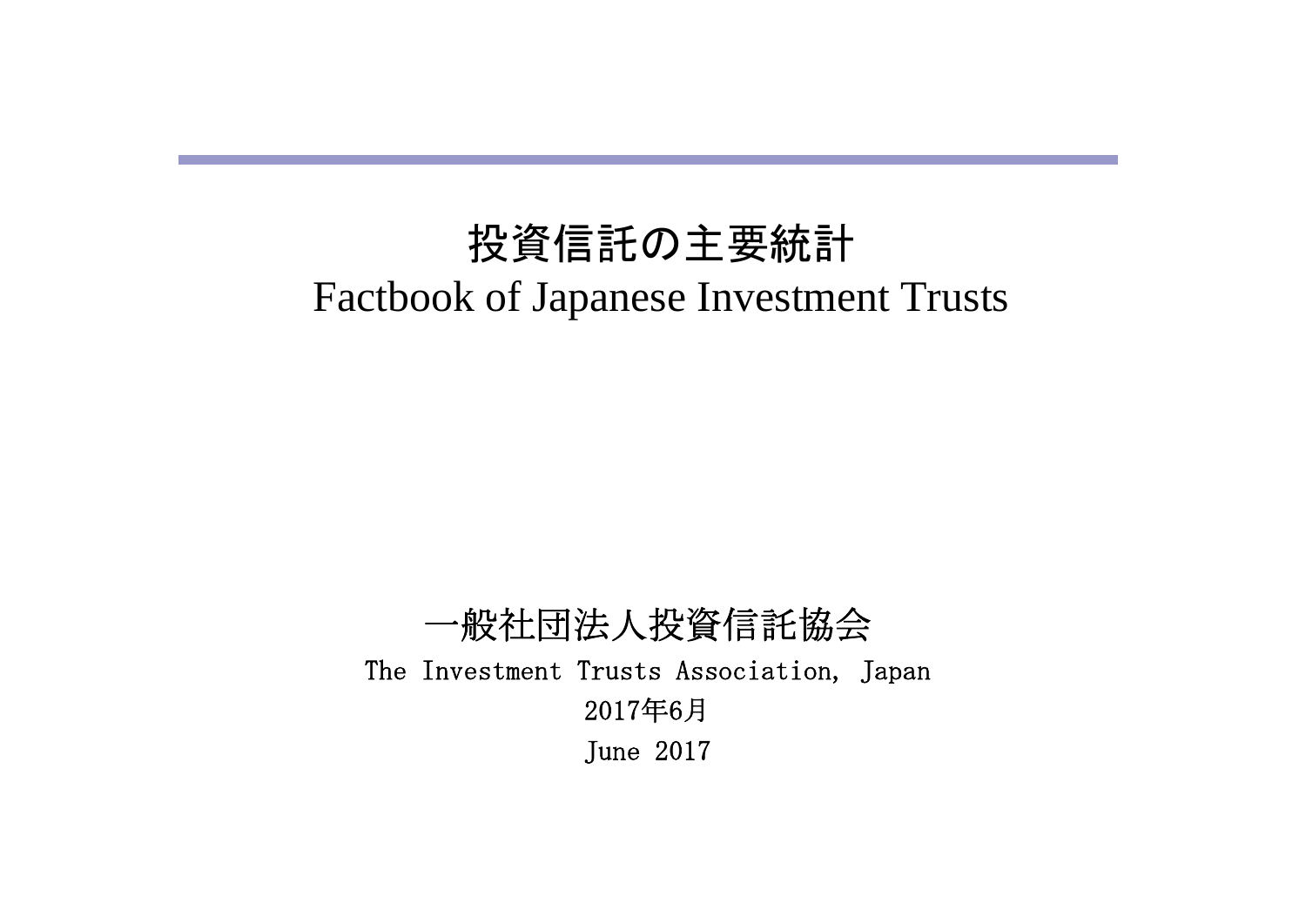# 投資信託の主要統計

# Factbook of Japanese Investment Trusts

一般社団法人投資信託協会

The Investment Trusts Association, Japan

2017年6月

June 2017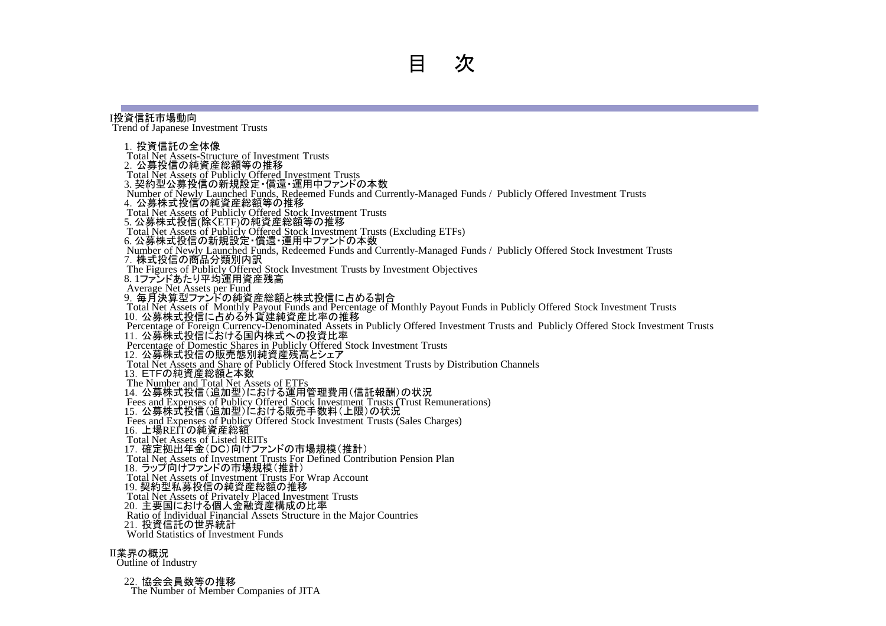# 目　次

## I投資信託市場動向
Trend of Japanese Investment Trusts

1. 投資信託の全体像
Total Net Assets-Structure of Investment Trusts
2. 公募投信の純資産総額等の推移
Total Net Assets of Publicly Offered Investment Trusts
3. 契約型公募投信の新規設定・償還・運用中ファンドの本数
Number of Newly Launched Funds, Redeemed Funds and Currently-Managed Funds / Publicly Offered Investment Trusts
4. 公募株式投信の純資産総額等の推移
Total Net Assets of Publicly Offered Stock Investment Trusts
5. 公募株式投信(除くETF)の純資産総額等の推移
Total Net Assets of Publicly Offered Stock Investment Trusts (Excluding ETFs)
6. 公募株式投信の新規設定・償還・運用中ファンドの本数
Number of Newly Launched Funds, Redeemed Funds and Currently-Managed Funds / Publicly Offered Stock Investment Trusts
7. 株式投信の商品分類別内訳
The Figures of Publicly Offered Stock Investment Trusts by Investment Objectives
8. 1ファンドあたり平均運用資産残高
Average Net Assets per Fund
9. 毎月決算型ファンドの純資産総額と株式投信に占める割合
Total Net Assets of Monthly Payout Funds and Percentage of Monthly Payout Funds in Publicly Offered Stock Investment Trusts
10. 公募株式投信に占める外貨建純資産比率の推移
Percentage of Foreign Currency-Denominated Assets in Publicly Offered Investment Trusts and Publicly Offered Stock Investment Trusts
11. 公募株式投信における国内株式への投資比率
Percentage of Domestic Shares in Publicly Offered Stock Investment Trusts
12. 公募株式投信の販売態別純資産残高とシェア
Total Net Assets and Share of Publicly Offered Stock Investment Trusts by Distribution Channels
13. ETFの純資産総額と本数
The Number and Total Net Assets of ETFs
14. 公募株式投信(追加型)における運用管理費用(信託報酬)の状況
Fees and Expenses of Publicy Offered Stock Investment Trusts (Trust Remunerations)
15. 公募株式投信(追加型)における販売手数料(上限)の状況
Fees and Expenses of Publicy Offered Stock Investment Trusts (Sales Charges)
16. 上場REITの純資産総額
Total Net Assets of Listed REITs
17. 確定拠出年金(DC)向けファンドの市場規模(推計)
Total Net Assets of Investment Trusts For Defined Contribution Pension Plan
18. ラップ向けファンドの市場規模(推計)
Total Net Assets of Investment Trusts For Wrap Account
19. 契約型私募投信の純資産総額の推移
Total Net Assets of Privately Placed Investment Trusts
20. 主要国における個人金融資産構成の比率
Ratio of Individual Financial Assets Structure in the Major Countries
21. 投資信託の世界統計
World Statistics of Investment Funds

## II業界の概況
Outline of Industry

22. 協会会員数等の推移
The Number of Member Companies of JITA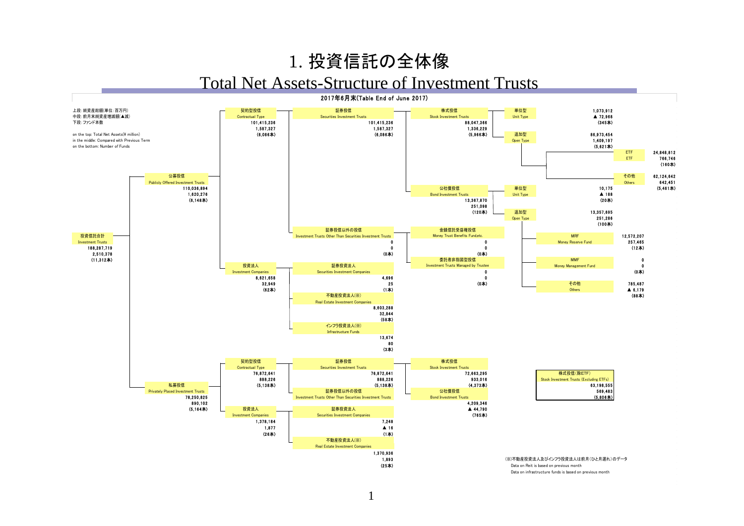# 1. 投資信託の全体像

## Total Net Assets-Structure of Investment Trusts

2017年6月末(Table End of June 2017)

上段:純資産総額(単位:百万円)
中段:前月末純資産増減額(▲減)
下段:ファンド本数

on the top: Total Net Assets(¥ million)
in the middle: Compared with Previous Term
on the bottom: Number of Funds

- **投資信託合計 Investment Trusts**: 188,287,719 / 2,510,378 / (11,312本)
  - **公募投信 Publicly Offered Investment Trusts**: 110,036,894 / 1,620,276 / (6,148本)
    - **契約型投信 Contractual Type**: 101,415,236 / 1,587,327 / (6,086本)
      - **証券投信 Securities Investment Trusts**: 101,415,236 / 1,587,327 / (6,086本)
        - **株式投信 Stock Investment Trusts**: 88,047,366 / 1,336,229 / (5,966本)
          - **単位型 Unit Type**: 1,073,912 / ▲ 72,968 / (345本)
          - **追加型 Open Type**: 86,973,454 / 1,409,197 / (5,621本)
            - **ETF**: 24,848,812 / 766,746 / (160本)
            - **その他 Others**: 62,124,642 / 642,451 / (5,461本)
        - **公社債投信 Bond Investment Trusts**: 13,367,870 / 251,098 / (120本)
          - **単位型 Unit Type**: 10,175 / ▲ 188 / (20本)
          - **追加型 Open Type**: 13,357,695 / 251,286 / (100本)
            - **MRF Money Reserve Fund**: 12,572,207 / 257,465 / (12本)
            - **MMF Money Management Fund**: 0 / 0 / (0本)
            - **その他 Others**: 785,487 / ▲ 6,179 / (88本)
      - **証券投信以外の投信 Investment Trusts Other Than Securities Investment Trusts**: 0 / 0 / (0本)
        - **金銭信託受益権投信 Money Trust Benefits Fund,etc.**: 0 / 0 / (0本)
        - **委託者非指図型投信 Investment Trusts Managed by Trustee**: 0 / 0 / (0本)
    - **投資法人 Investment Companies**: 8,621,658 / 32,949 / (62本)
      - **証券投資法人 Securities Investment Companies**: 4,696 / 25 / (1本)
      - **不動産投資法人(※) Real Estate Investment Companies**: 8,603,288 / 32,844 / (58本)
      - **インフラ投資法人(※) Infrastructure Funds**: 13,674 / 80 / (3本)
  - **私募投信 Privately Placed Investment Trusts**: 78,250,825 / 890,102 / (5,164本)
    - **契約型投信 Contractual Type**: 76,872,641 / 888,226 / (5,138本)
      - **証券投信 Securities Investment Trusts**: 76,872,641 / 888,226 / (5,138本)
        - **株式投信 Stock Investment Trusts**: 72,663,295 / 933,016 / (4,373本)
        - **公社債投信 Bond Investment Trusts**: 4,209,346 / ▲ 44,790 / (765本)
      - **証券投信以外の投信 Investment Trusts Other Than Securities Investment Trusts**
    - **投資法人 Investment Companies**: 1,378,184 / 1,877 / (26本)
      - **証券投資法人 Securities Investment Companies**: 7,248 / ▲ 16 / (1本)
      - **不動産投資法人(※) Real Estate Investment Companies**: 1,370,936 / 1,893 / (25本)

**株式投信(除ETF) Stock Investment Trusts (Excluding ETFs)**: 63,198,555 / 569,483 / (5,806本)

(※)不動産投資法人及びインフラ投資法人は前月(ひと月遅れ)のデータ
Data on Reit is based on previous month
Data on infrastructure funds is based on previous month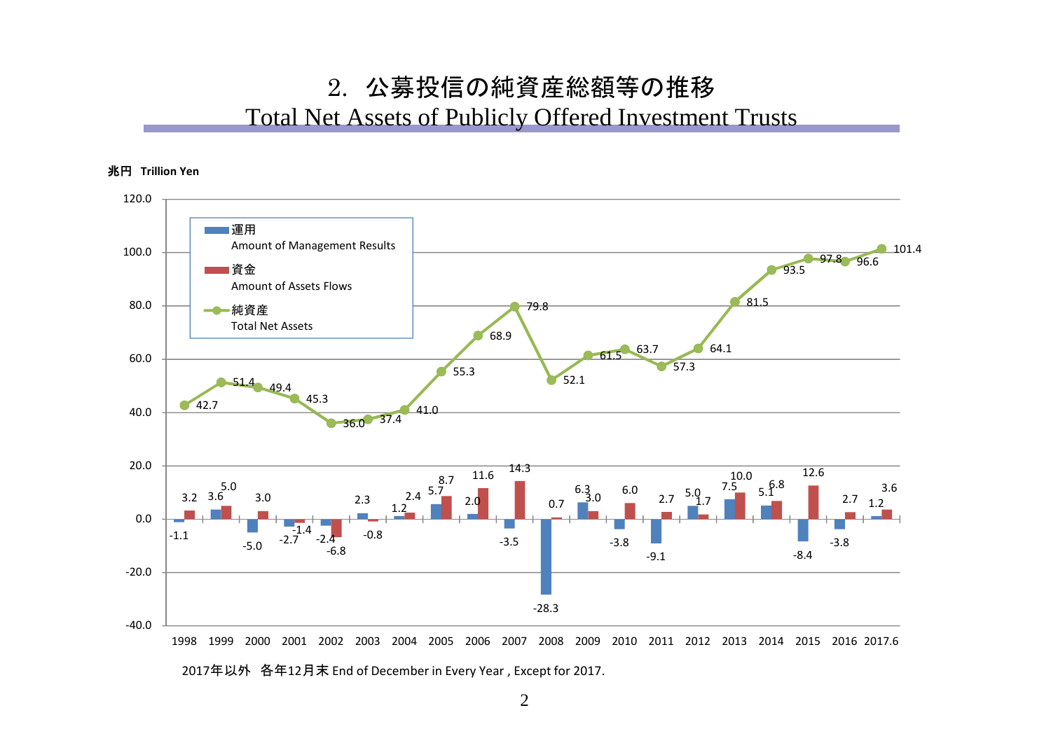## 2. 公募投信の純資産総額等の推移

## Total Net Assets of Publicly Offered Investment Trusts

兆円 Trillion Yen

| | 運用 Amount of Management Results | 資金 Amount of Assets Flows | 純資産 Total Net Assets |
|---|---|---|---|
| 1998 | -1.1 | 3.2 | 42.7 |
| 1999 | 3.6 | 5.0 | 51.4 |
| 2000 | -5.0 | 3.0 | 49.4 |
| 2001 | -2.7 | -1.4 | 45.3 |
| 2002 | -2.4 | -6.8 | 36.0 |
| 2003 | 2.3 | -0.8 | 37.4 |
| 2004 | 1.2 | 2.4 | 41.0 |
| 2005 | 5.7 | 8.7 | 55.3 |
| 2006 | 2.0 | 11.6 | 68.9 |
| 2007 | -3.5 | 14.3 | 79.8 |
| 2008 | -28.3 | 0.7 | 52.1 |
| 2009 | 6.3 | 3.0 | 61.5 |
| 2010 | -3.8 | 6.0 | 63.7 |
| 2011 | -9.1 | 2.7 | 57.3 |
| 2012 | 5.0 | 1.7 | 64.1 |
| 2013 | 7.5 | 10.0 | 81.5 |
| 2014 | 5.1 | 6.8 | 93.5 |
| 2015 | -8.4 | 12.6 | 97.8 |
| 2016 | -3.8 | 2.7 | 96.6 |
| 2017.6 | 1.2 | 3.6 | 101.4 |

2017年以外 各年12月末 End of December in Every Year , Except for 2017.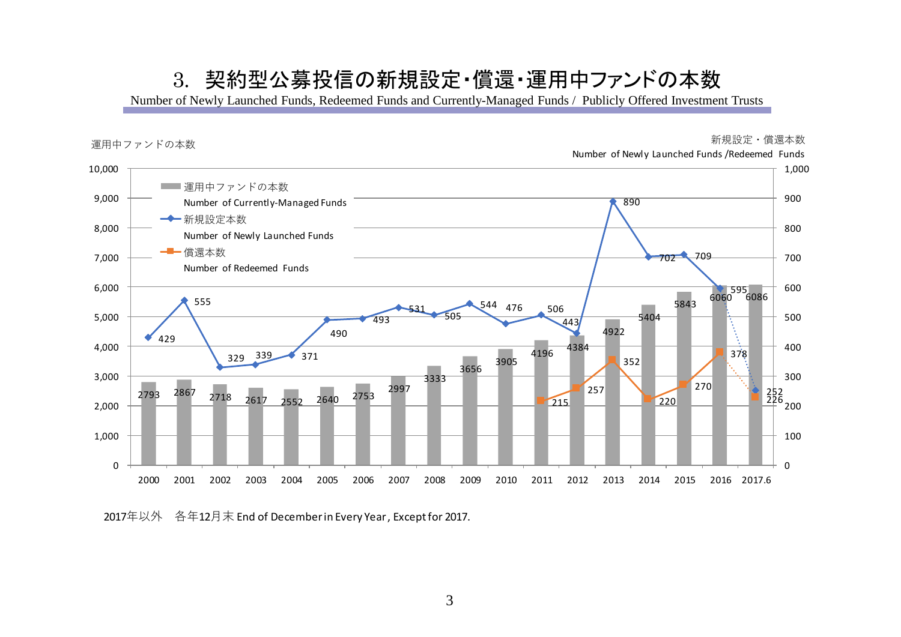## 3. 契約型公募投信の新規設定・償還・運用中ファンドの本数

Number of Newly Launched Funds, Redeemed Funds and Currently-Managed Funds / Publicly Offered Investment Trusts

| 年 Year | 運用中ファンドの本数 Number of Currently-Managed Funds | 新規設定本数 Number of Newly Launched Funds | 償還本数 Number of Redeemed Funds |
|---|---|---|---|
| 2000 | 2793 | 429 | |
| 2001 | 2867 | 555 | |
| 2002 | 2718 | 329 | |
| 2003 | 2617 | 339 | |
| 2004 | 2552 | 371 | |
| 2005 | 2640 | 490 | |
| 2006 | 2753 | 493 | |
| 2007 | 2997 | 531 | |
| 2008 | 3333 | 505 | |
| 2009 | 3656 | 544 | |
| 2010 | 3905 | 476 | |
| 2011 | 4196 | 506 | 215 |
| 2012 | 4384 | 443 | 257 |
| 2013 | 4922 | 890 | 352 |
| 2014 | 5404 | 702 | 220 |
| 2015 | 5843 | 709 | 270 |
| 2016 | 6060 | 595 | 378 |
| 2017.6 | 6086 | 252 | 226 |

2017年以外　各年12月末 End of December in Every Year, Except for 2017.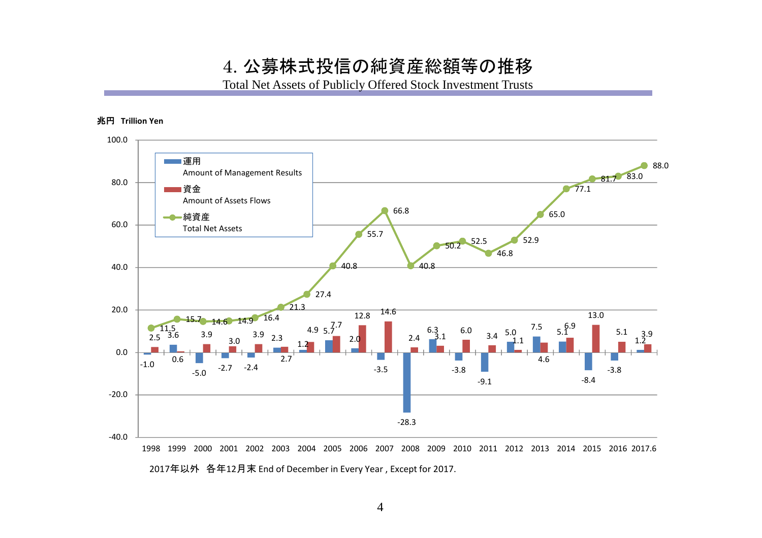# 4. 公募株式投信の純資産総額等の推移

Total Net Assets of Publicly Offered Stock Investment Trusts

兆円　Trillion Yen

| 年 | 運用 Amount of Management Results | 資金 Amount of Assets Flows | 純資産 Total Net Assets |
|---|---|---|---|
| 1998 | -1.0 | 2.5 | 11.5 |
| 1999 | 3.6 | 0.6 | 15.7 |
| 2000 | -5.0 | 3.9 | 14.6 |
| 2001 | -2.7 | 3.0 | 14.9 |
| 2002 | -2.4 | 3.9 | 16.4 |
| 2003 | 2.3 | 2.7 | 21.3 |
| 2004 | 1.2 | 4.9 | 27.4 |
| 2005 | 5.7 | 7.7 | 40.8 |
| 2006 | 2.0 | 12.8 | 55.7 |
| 2007 | -3.5 | 14.6 | 66.8 |
| 2008 | -28.3 | 2.4 | 40.8 |
| 2009 | 6.3 | 3.1 | 50.2 |
| 2010 | -3.8 | 6.0 | 52.5 |
| 2011 | -9.1 | 3.4 | 46.8 |
| 2012 | 5.0 | 1.1 | 52.9 |
| 2013 | 7.5 | 4.6 | 65.0 |
| 2014 | 5.1 | 6.9 | 77.1 |
| 2015 | -8.4 | 13.0 | 81.7 |
| 2016 | -3.8 | 5.1 | 83.0 |
| 2017.6 | 1.2 | 3.9 | 88.0 |

2017年以外　各年12月末 End of December in Every Year , Except for 2017.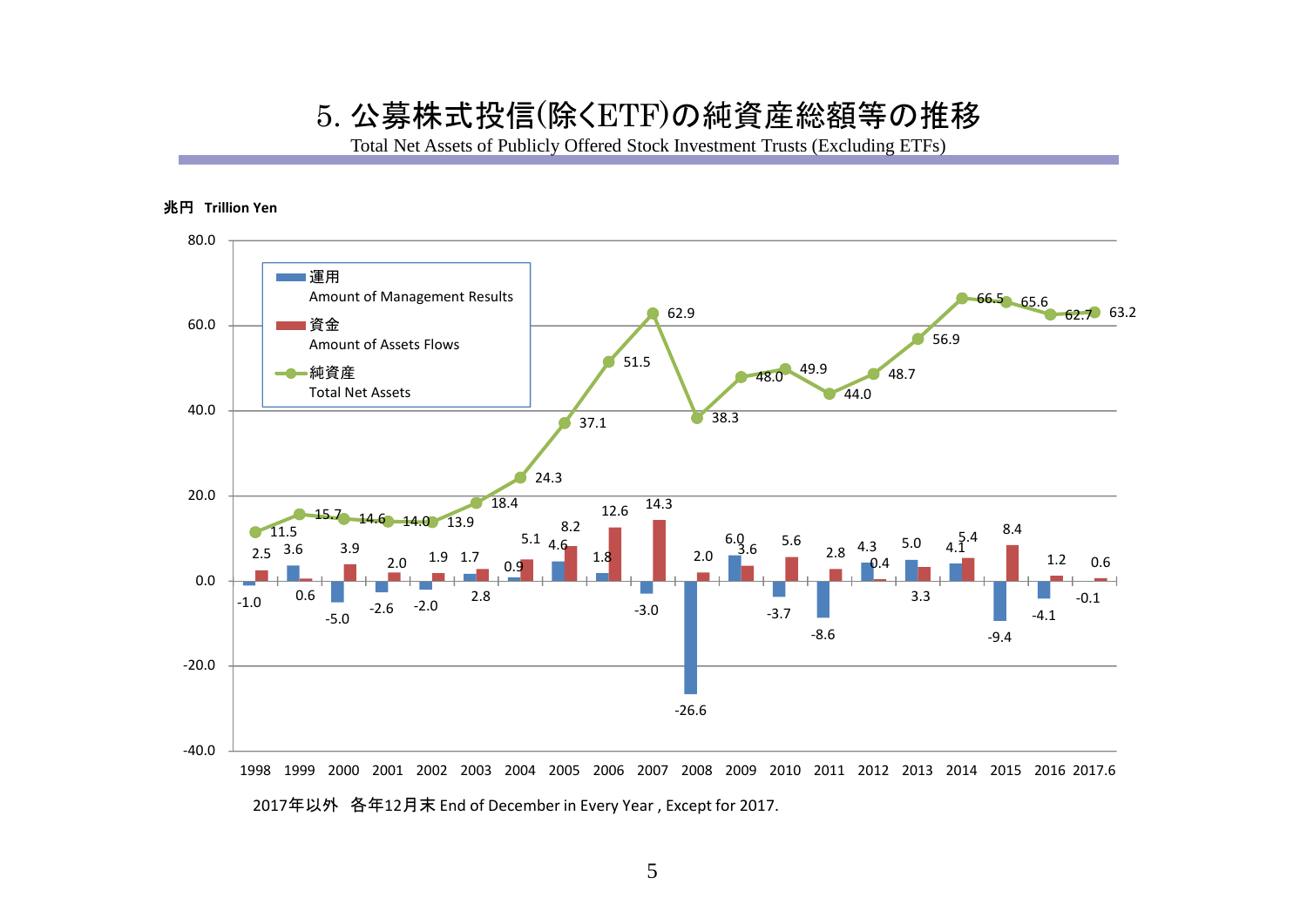# 5. 公募株式投信(除くETF)の純資産総額等の推移

Total Net Assets of Publicly Offered Stock Investment Trusts (Excluding ETFs)

兆円　Trillion Yen

| 年 Year | 運用 Amount of Management Results | 資金 Amount of Assets Flows | 純資産 Total Net Assets |
|---|---|---|---|
| 1998 | -1.0 | 2.5 | 11.5 |
| 1999 | 3.6 | 0.6 | 15.7 |
| 2000 | -5.0 | 3.9 | 14.6 |
| 2001 | -2.6 | 2.0 | 14.0 |
| 2002 | -2.0 | 1.9 | 13.9 |
| 2003 | 1.7 | 2.8 | 18.4 |
| 2004 | 0.9 | 5.1 | 24.3 |
| 2005 | 4.6 | 8.2 | 37.1 |
| 2006 | 1.8 | 12.6 | 51.5 |
| 2007 | -3.0 | 14.3 | 62.9 |
| 2008 | -26.6 | 2.0 | 38.3 |
| 2009 | 6.0 | 3.6 | 48.0 |
| 2010 | -3.7 | 5.6 | 49.9 |
| 2011 | -8.6 | 2.8 | 44.0 |
| 2012 | 4.3 | 0.4 | 48.7 |
| 2013 | 5.0 | 3.3 | 56.9 |
| 2014 | 4.1 | 5.4 | 66.5 |
| 2015 | -9.4 | 8.4 | 65.6 |
| 2016 | -4.1 | 1.2 | 62.7 |
| 2017.6 | -0.1 | 0.6 | 63.2 |

2017年以外　各年12月末 End of December in Every Year , Except for 2017.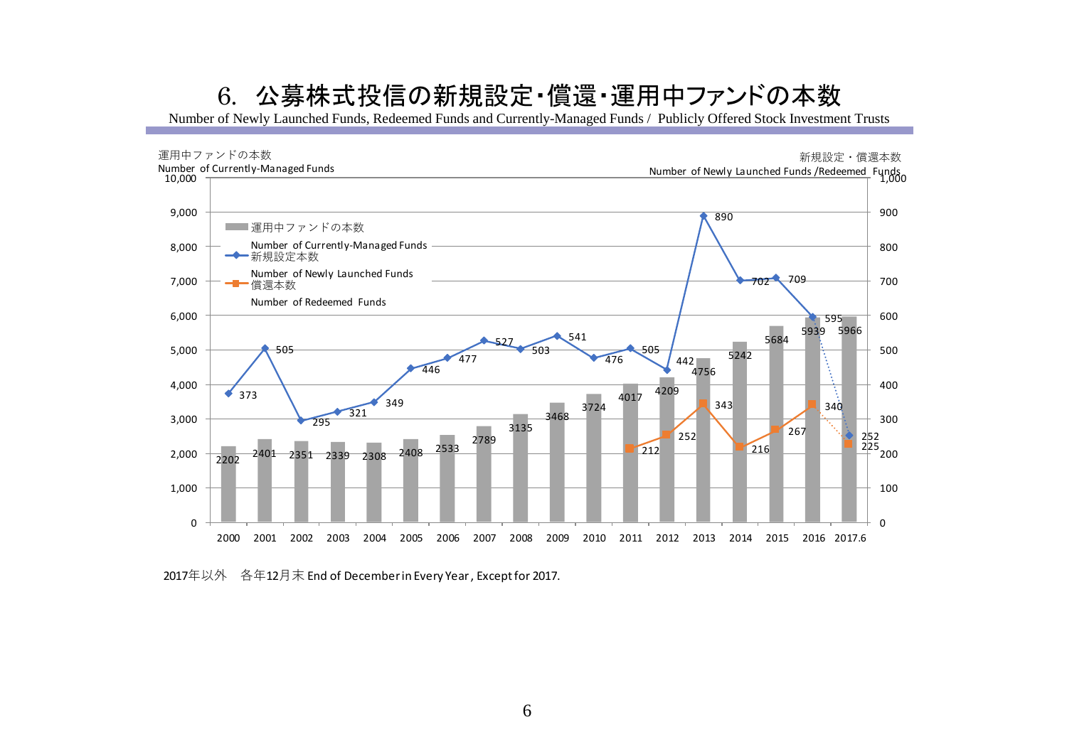# 6. 公募株式投信の新規設定・償還・運用中ファンドの本数

Number of Newly Launched Funds, Redeemed Funds and Currently-Managed Funds / Publicly Offered Stock Investment Trusts

| 年 | 運用中ファンドの本数 Number of Currently-Managed Funds | 新規設定本数 Number of Newly Launched Funds | 償還本数 Number of Redeemed Funds |
|---|---|---|---|
| 2000 | 2202 | 373 | |
| 2001 | 2401 | 505 | |
| 2002 | 2351 | 295 | |
| 2003 | 2339 | 321 | |
| 2004 | 2308 | 349 | |
| 2005 | 2408 | 446 | |
| 2006 | 2533 | 477 | |
| 2007 | 2789 | 527 | |
| 2008 | 3135 | 503 | |
| 2009 | 3468 | 541 | |
| 2010 | 3724 | 476 | |
| 2011 | 4017 | 505 | 212 |
| 2012 | 4209 | 442 | 252 |
| 2013 | 4756 | 890 | 343 |
| 2014 | 5242 | 702 | 216 |
| 2015 | 5684 | 709 | 267 |
| 2016 | 5939 | 595 | 340 |
| 2017.6 | 5966 | 252 | 225 |

2017年以外　各年12月末 End of December in Every Year, Except for 2017.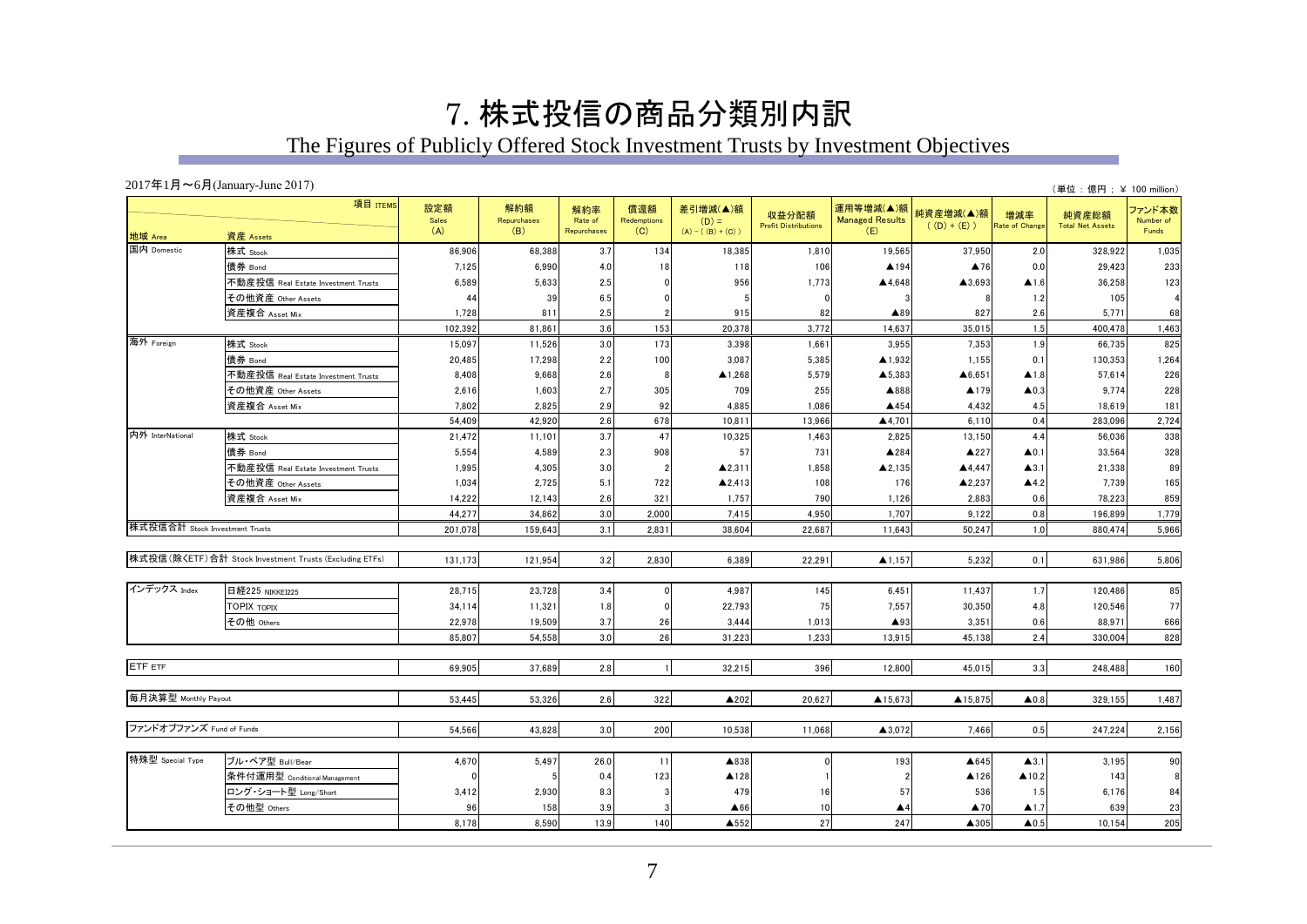# 7. 株式投信の商品分類別内訳

## The Figures of Publicly Offered Stock Investment Trusts by Investment Objectives

2017年1月～6月(January-June 2017)

（単位：億円；¥ 100 million）

| 地域 Area | 資産 Assets | 設定額 Sales (A) | 解約額 Repurchases (B) | 解約率 Rate of Repurchases | 償還額 Redemptions (C) | 差引増減(▲)額 (D) = (A) - ((B) + (C)) | 収益分配額 Profit Distributions | 運用等増減(▲)額 Managed Results (E) | 純資産増減(▲)額 ((D) + (E)) | 増減率 Rate of Change | 純資産総額 Total Net Assets | ファンド本数 Number of Funds |
|---|---|---|---|---|---|---|---|---|---|---|---|---|
| 国内 Domestic | 株式 Stock | 86,906 | 68,388 | 3.7 | 134 | 18,385 | 1,810 | 19,565 | 37,950 | 2.0 | 328,922 | 1,035 |
| | 債券 Bond | 7,125 | 6,990 | 4.0 | 18 | 118 | 106 | ▲194 | ▲76 | 0.0 | 29,423 | 233 |
| | 不動産投信 Real Estate Investment Trusts | 6,589 | 5,633 | 2.5 | 0 | 956 | 1,773 | ▲4,648 | ▲3,693 | ▲1.6 | 36,258 | 123 |
| | その他資産 Other Assets | 44 | 39 | 6.5 | 0 | 5 | 0 | 3 | 8 | 1.2 | 105 | 4 |
| | 資産複合 Asset Mix | 1,728 | 811 | 2.5 | 2 | 915 | 82 | ▲89 | 827 | 2.6 | 5,771 | 68 |
| | | 102,392 | 81,861 | 3.6 | 153 | 20,378 | 3,772 | 14,637 | 35,015 | 1.5 | 400,478 | 1,463 |
| 海外 Foreign | 株式 Stock | 15,097 | 11,526 | 3.0 | 173 | 3,398 | 1,661 | 3,955 | 7,353 | 1.9 | 66,735 | 825 |
| | 債券 Bond | 20,485 | 17,298 | 2.2 | 100 | 3,087 | 5,385 | ▲1,932 | 1,155 | 0.1 | 130,353 | 1,264 |
| | 不動産投信 Real Estate Investment Trusts | 8,408 | 9,668 | 2.6 | 8 | ▲1,268 | 5,579 | ▲5,383 | ▲6,651 | ▲1.8 | 57,614 | 226 |
| | その他資産 Other Assets | 2,616 | 1,603 | 2.7 | 305 | 709 | 255 | ▲888 | ▲179 | ▲0.3 | 9,774 | 228 |
| | 資産複合 Asset Mix | 7,802 | 2,825 | 2.9 | 92 | 4,885 | 1,086 | ▲454 | 4,432 | 4.5 | 18,619 | 181 |
| | | 54,409 | 42,920 | 2.6 | 678 | 10,811 | 13,966 | ▲4,701 | 6,110 | 0.4 | 283,096 | 2,724 |
| 内外 InterNational | 株式 Stock | 21,472 | 11,101 | 3.7 | 47 | 10,325 | 1,463 | 2,825 | 13,150 | 4.4 | 56,036 | 338 |
| | 債券 Bond | 5,554 | 4,589 | 2.3 | 908 | 57 | 731 | ▲284 | ▲227 | ▲0.1 | 33,564 | 328 |
| | 不動産投信 Real Estate Investment Trusts | 1,995 | 4,305 | 3.0 | 2 | ▲2,311 | 1,858 | ▲2,135 | ▲4,447 | ▲3.1 | 21,338 | 89 |
| | その他資産 Other Assets | 1,034 | 2,725 | 5.1 | 722 | ▲2,413 | 108 | 176 | ▲2,237 | ▲4.2 | 7,739 | 165 |
| | 資産複合 Asset Mix | 14,222 | 12,143 | 2.6 | 321 | 1,757 | 790 | 1,126 | 2,883 | 0.6 | 78,223 | 859 |
| | | 44,277 | 34,862 | 3.0 | 2,000 | 7,415 | 4,950 | 1,707 | 9,122 | 0.8 | 196,899 | 1,779 |
| 株式投信合計 Stock Investment Trusts | | 201,078 | 159,643 | 3.1 | 2,831 | 38,604 | 22,687 | 11,643 | 50,247 | 1.0 | 880,474 | 5,966 |
| 株式投信(除くETF)合計 Stock Investment Trusts (Excluding ETFs) | | 131,173 | 121,954 | 3.2 | 2,830 | 6,389 | 22,291 | ▲1,157 | 5,232 | 0.1 | 631,986 | 5,806 |
| インデックス Index | 日経225 NIKKEI225 | 28,715 | 23,728 | 3.4 | 0 | 4,987 | 145 | 6,451 | 11,437 | 1.7 | 120,486 | 85 |
| | TOPIX TOPIX | 34,114 | 11,321 | 1.8 | 0 | 22,793 | 75 | 7,557 | 30,350 | 4.8 | 120,546 | 77 |
| | その他 Others | 22,978 | 19,509 | 3.7 | 26 | 3,444 | 1,013 | ▲93 | 3,351 | 0.6 | 88,971 | 666 |
| | | 85,807 | 54,558 | 3.0 | 26 | 31,223 | 1,233 | 13,915 | 45,138 | 2.4 | 330,004 | 828 |
| ETF ETF | | 69,905 | 37,689 | 2.8 | 1 | 32,215 | 396 | 12,800 | 45,015 | 3.3 | 248,488 | 160 |
| 毎月決算型 Monthly Payout | | 53,445 | 53,326 | 2.6 | 322 | ▲202 | 20,627 | ▲15,673 | ▲15,875 | ▲0.8 | 329,155 | 1,487 |
| ファンドオブファンズ Fund of Funds | | 54,566 | 43,828 | 3.0 | 200 | 10,538 | 11,068 | ▲3,072 | 7,466 | 0.5 | 247,224 | 2,156 |
| 特殊型 Special Type | ブル・ベア型 Bull/Bear | 4,670 | 5,497 | 26.0 | 11 | ▲838 | 0 | 193 | ▲645 | ▲3.1 | 3,195 | 90 |
| | 条件付運用型 Conditional Management | 0 | 5 | 0.4 | 123 | ▲128 | 1 | 2 | ▲126 | ▲10.2 | 143 | 8 |
| | ロング・ショート型 Long/Short | 3,412 | 2,930 | 8.3 | 3 | 479 | 16 | 57 | 536 | 1.5 | 6,176 | 84 |
| | その他型 Others | 96 | 158 | 3.9 | 3 | ▲66 | 10 | ▲4 | ▲70 | ▲1.7 | 639 | 23 |
| | | 8,178 | 8,590 | 13.9 | 140 | ▲552 | 27 | 247 | ▲305 | ▲0.5 | 10,154 | 205 |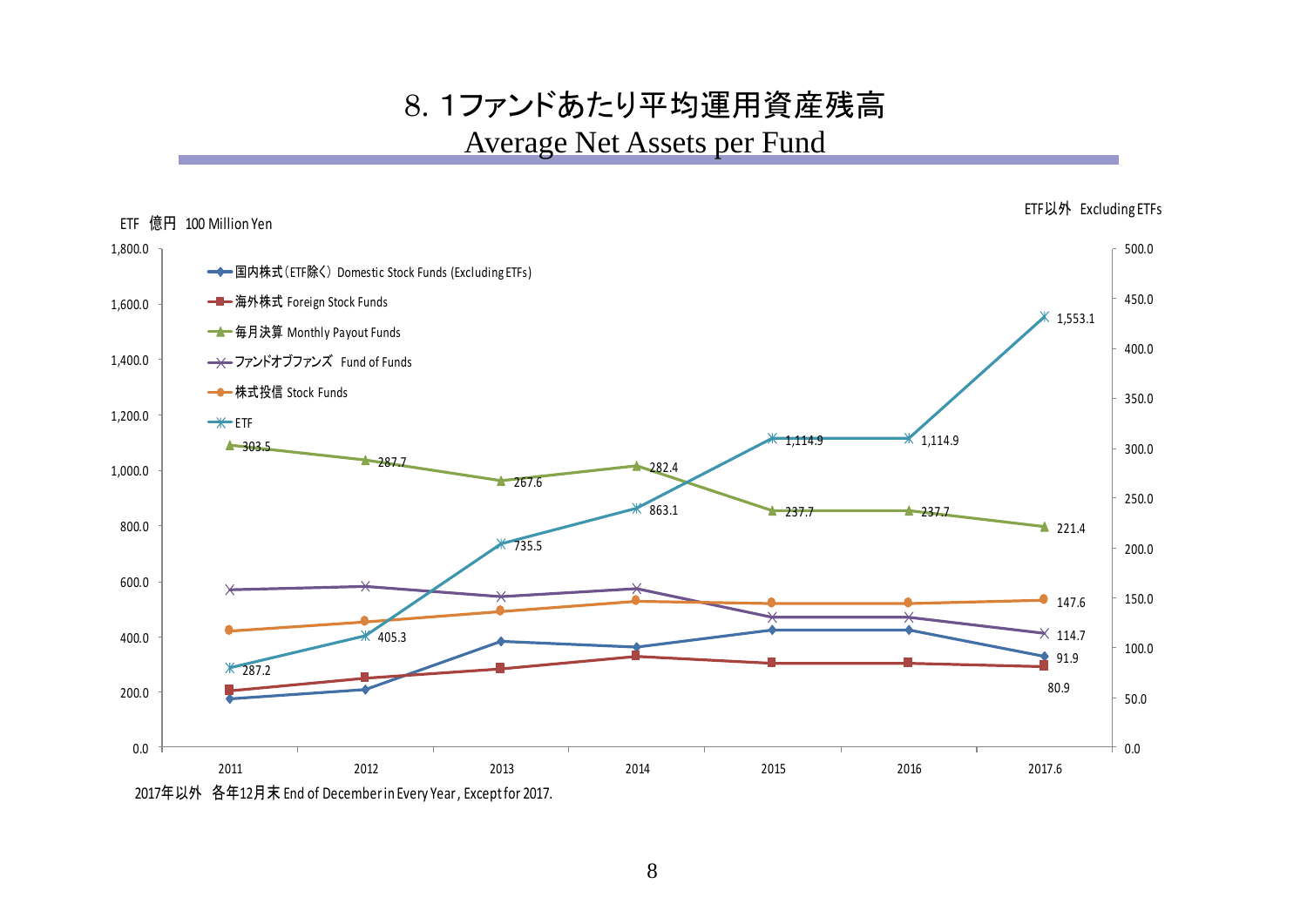# 8. 1ファンドあたり平均運用資産残高

## Average Net Assets per Fund

ETF　億円 100 Million Yen

ETF以外 Excluding ETFs

| | 2011 | 2012 | 2013 | 2014 | 2015 | 2016 | 2017.6 |
|---|---|---|---|---|---|---|---|
| 国内株式（ETF除く） Domestic Stock Funds (Excluding ETFs) | | | | | | | 91.9 |
| 海外株式 Foreign Stock Funds | | | | | | | 80.9 |
| 毎月決算 Monthly Payout Funds | 303.5 | 287.7 | 267.6 | 282.4 | 237.7 | 237.7 | 221.4 |
| ファンドオブファンズ Fund of Funds | | | | | | | 114.7 |
| 株式投信 Stock Funds | | | | | | | 147.6 |
| ETF | 287.2 | 405.3 | 735.5 | 863.1 | 1,114.9 | 1,114.9 | 1,553.1 |

2017年以外 各年12月末 End of December in Every Year, Except for 2017.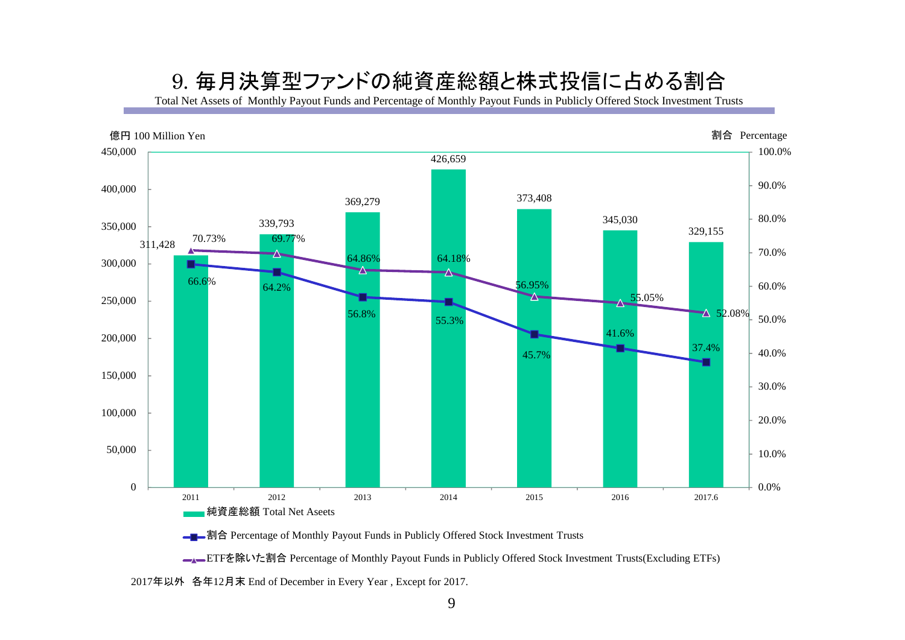# 9. 毎月決算型ファンドの純資産総額と株式投信に占める割合

Total Net Assets of Monthly Payout Funds and Percentage of Monthly Payout Funds in Publicly Offered Stock Investment Trusts

| | 2011 | 2012 | 2013 | 2014 | 2015 | 2016 | 2017.6 |
|---|---|---|---|---|---|---|---|
| 純資産総額 Total Net Aseets（億円 100 Million Yen） | 311,428 | 339,793 | 369,279 | 426,659 | 373,408 | 345,030 | 329,155 |
| 割合 Percentage of Monthly Payout Funds in Publicly Offered Stock Investment Trusts | 66.6% | 64.2% | 56.8% | 55.3% | 45.7% | 41.6% | 37.4% |
| ETFを除いた割合 Percentage of Monthly Payout Funds in Publicly Offered Stock Investment Trusts(Excluding ETFs) | 70.73% | 69.77% | 64.86% | 64.18% | 56.95% | 55.05% | 52.08% |

2017年以外　各年12月末 End of December in Every Year , Except for 2017.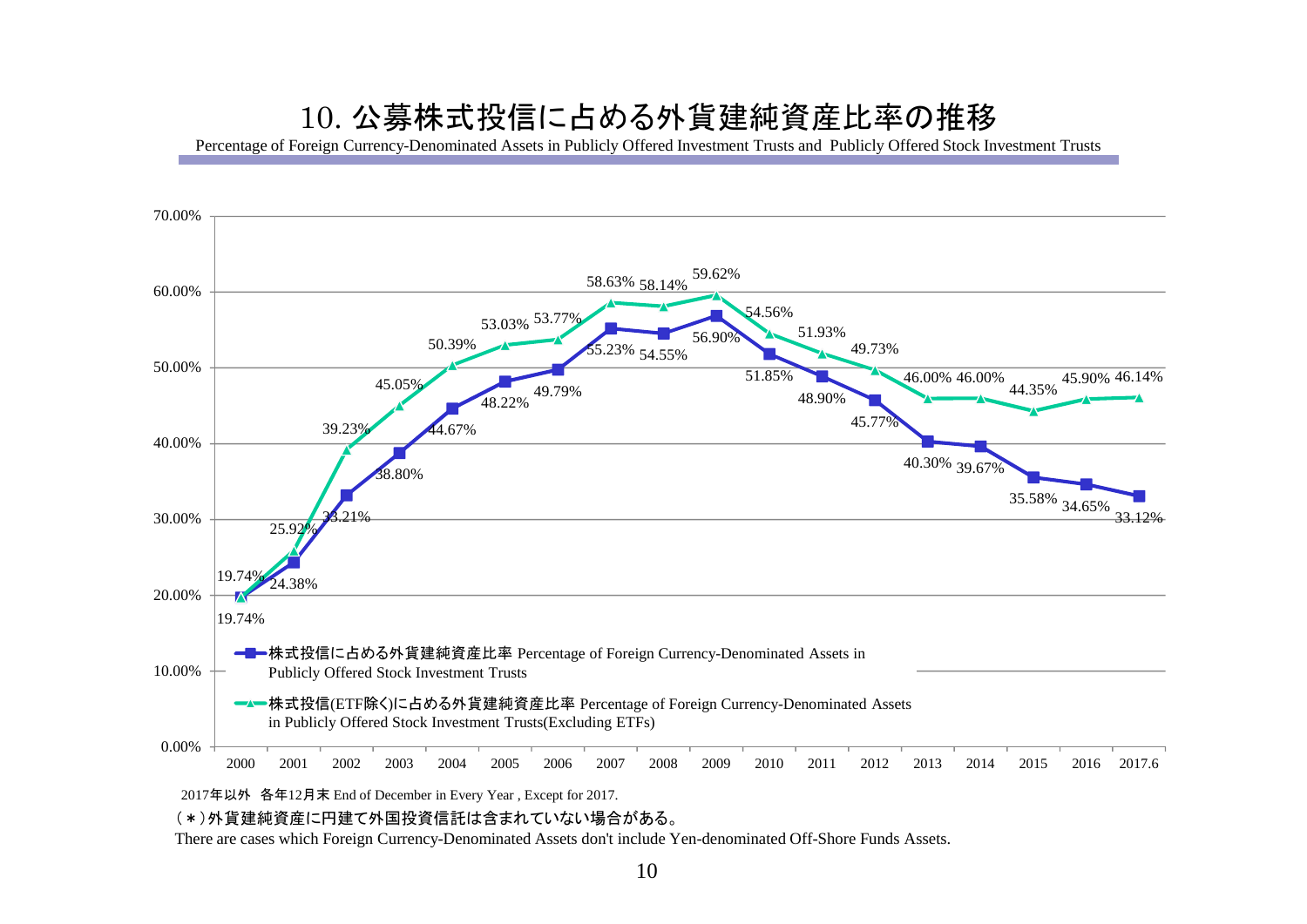# 10. 公募株式投信に占める外貨建純資産比率の推移

Percentage of Foreign Currency-Denominated Assets in Publicly Offered Investment Trusts and Publicly Offered Stock Investment Trusts

| 年 Year | 株式投信に占める外貨建純資産比率 Percentage of Foreign Currency-Denominated Assets in Publicly Offered Stock Investment Trusts | 株式投信(ETF除く)に占める外貨建純資産比率 Percentage of Foreign Currency-Denominated Assets in Publicly Offered Stock Investment Trusts(Excluding ETFs) |
|---|---|---|
| 2000 | 19.74% | 19.74% |
| 2001 | 24.38% | 25.92% |
| 2002 | 33.21% | 39.23% |
| 2003 | 38.80% | 45.05% |
| 2004 | 44.67% | 50.39% |
| 2005 | 48.22% | 53.03% |
| 2006 | 49.79% | 53.77% |
| 2007 | 55.23% | 58.63% |
| 2008 | 54.55% | 58.14% |
| 2009 | 56.90% | 59.62% |
| 2010 | 51.85% | 54.56% |
| 2011 | 48.90% | 51.93% |
| 2012 | 45.77% | 49.73% |
| 2013 | 40.30% | 46.00% |
| 2014 | 39.67% | 46.00% |
| 2015 | 35.58% | 44.35% |
| 2016 | 34.65% | 45.90% |
| 2017.6 | 33.12% | 46.14% |

2017年以外　各年12月末 End of December in Every Year , Except for 2017.

（＊）外貨建純資産に円建て外国投資信託は含まれていない場合がある。

There are cases which Foreign Currency-Denominated Assets don't include Yen-denominated Off-Shore Funds Assets.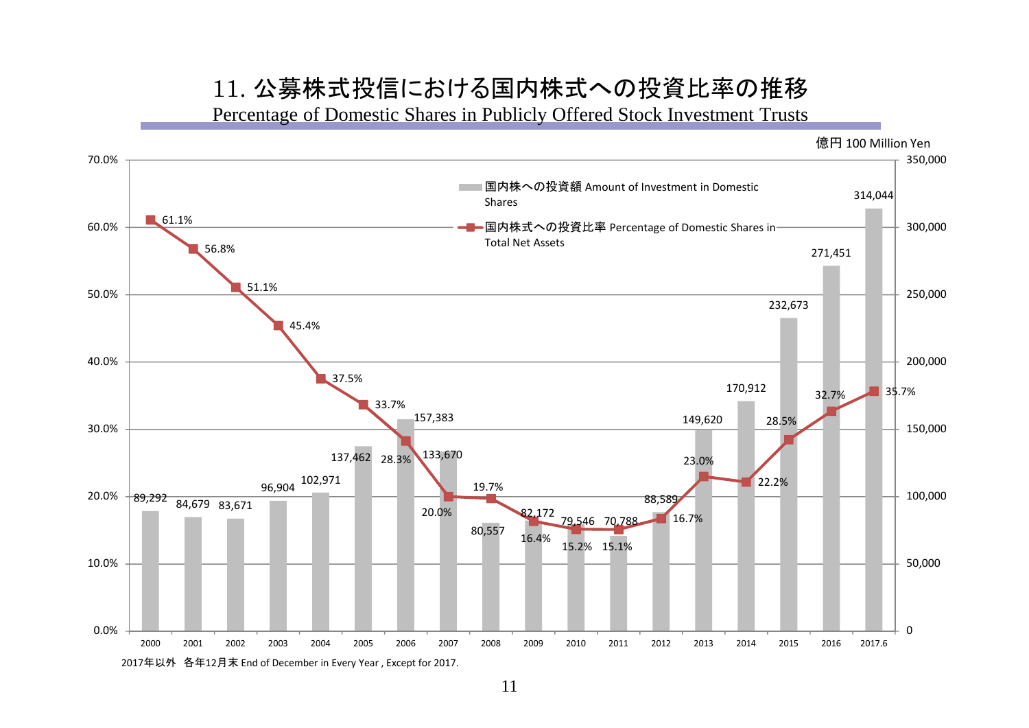# 11. 公募株式投信における国内株式への投資比率の推移

## Percentage of Domestic Shares in Publicly Offered Stock Investment Trusts

億円 100 Million Yen

| 年 | 国内株への投資額 Amount of Investment in Domestic Shares | 国内株式への投資比率 Percentage of Domestic Shares in Total Net Assets |
|---|---|---|
| 2000 | 89,292 | 61.1% |
| 2001 | 84,679 | 56.8% |
| 2002 | 83,671 | 51.1% |
| 2003 | 96,904 | 45.4% |
| 2004 | 102,971 | 37.5% |
| 2005 | 137,462 | 33.7% |
| 2006 | 157,383 | 28.3% |
| 2007 | 133,670 | 20.0% |
| 2008 | 80,557 | 19.7% |
| 2009 | 82,172 | 16.4% |
| 2010 | 79,546 | 15.2% |
| 2011 | 70,788 | 15.1% |
| 2012 | 88,589 | 16.7% |
| 2013 | 149,620 | 23.0% |
| 2014 | 170,912 | 22.2% |
| 2015 | 232,673 | 28.5% |
| 2016 | 271,451 | 32.7% |
| 2017.6 | 314,044 | 35.7% |

2017年以外　各年12月末 End of December in Every Year , Except for 2017.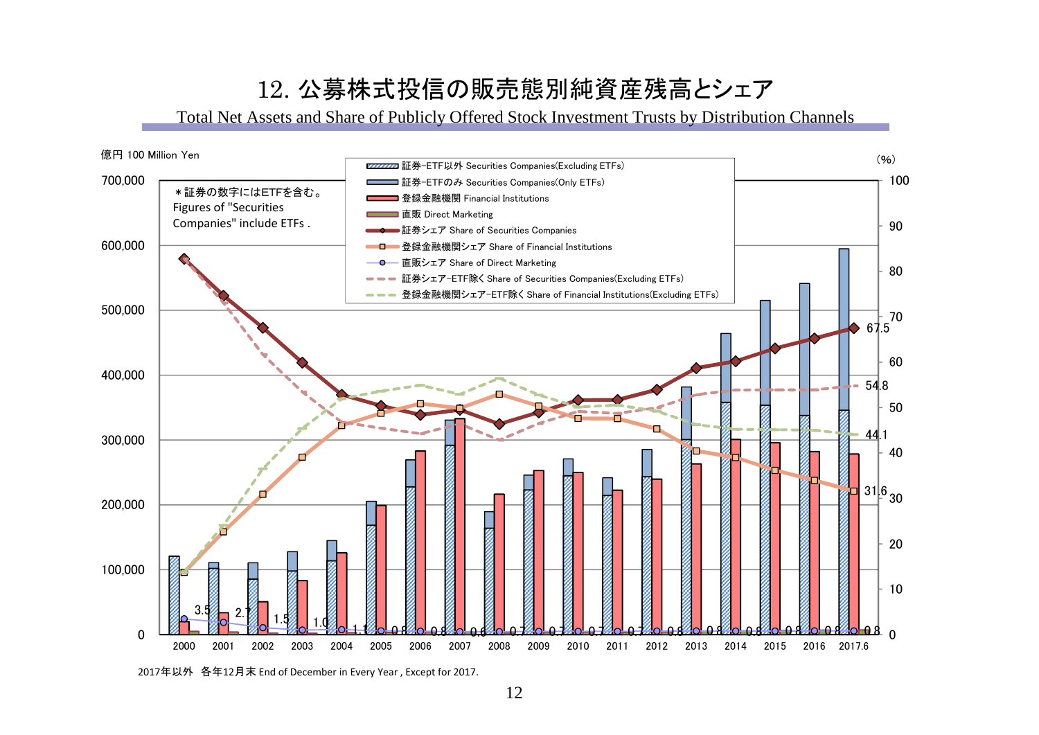# 12. 公募株式投信の販売態別純資産残高とシェア

Total Net Assets and Share of Publicly Offered Stock Investment Trusts by Distribution Channels

億円 100 Million Yen

(%)

＊証券の数字にはETFを含む。
Figures of "Securities Companies" include ETFs .

- 証券−ETF以外 Securities Companies(Excluding ETFs)
- 証券−ETFのみ Securities Companies(Only ETFs)
- 登録金融機関 Financial Institutions
- 直販 Direct Marketing
- 証券シェア Share of Securities Companies
- 登録金融機関シェア Share of Financial Institutions
- 直販シェア Share of Direct Marketing
- 証券シェア−ETF除く Share of Securities Companies(Excluding ETFs)
- 登録金融機関シェア−ETF除く Share of Financial Institutions(Excluding ETFs)

| | 2000 | 2001 | 2002 | 2003 | 2004 | 2005 | 2006 | 2007 | 2008 | 2009 | 2010 | 2011 | 2012 | 2013 | 2014 | 2015 | 2016 | 2017.6 |
|---|---|---|---|---|---|---|---|---|---|---|---|---|---|---|---|---|---|---|
| 直販シェア Share of Direct Marketing (%) | 3.5 | 2.7 | 1.5 | 1.0 | 1.1 | 0.8 | 0.8 | 0.6 | 0.7 | 0.7 | 0.7 | 0.7 | 0.8 | 0.8 | 0.8 | 0.8 | 0.8 | 0.8 |

2017.6: 証券シェア 67.5、証券シェア−ETF除く 54.8、登録金融機関シェア−ETF除く 44.1、登録金融機関シェア 31.6

2017年以外　各年12月末 End of December in Every Year , Except for 2017.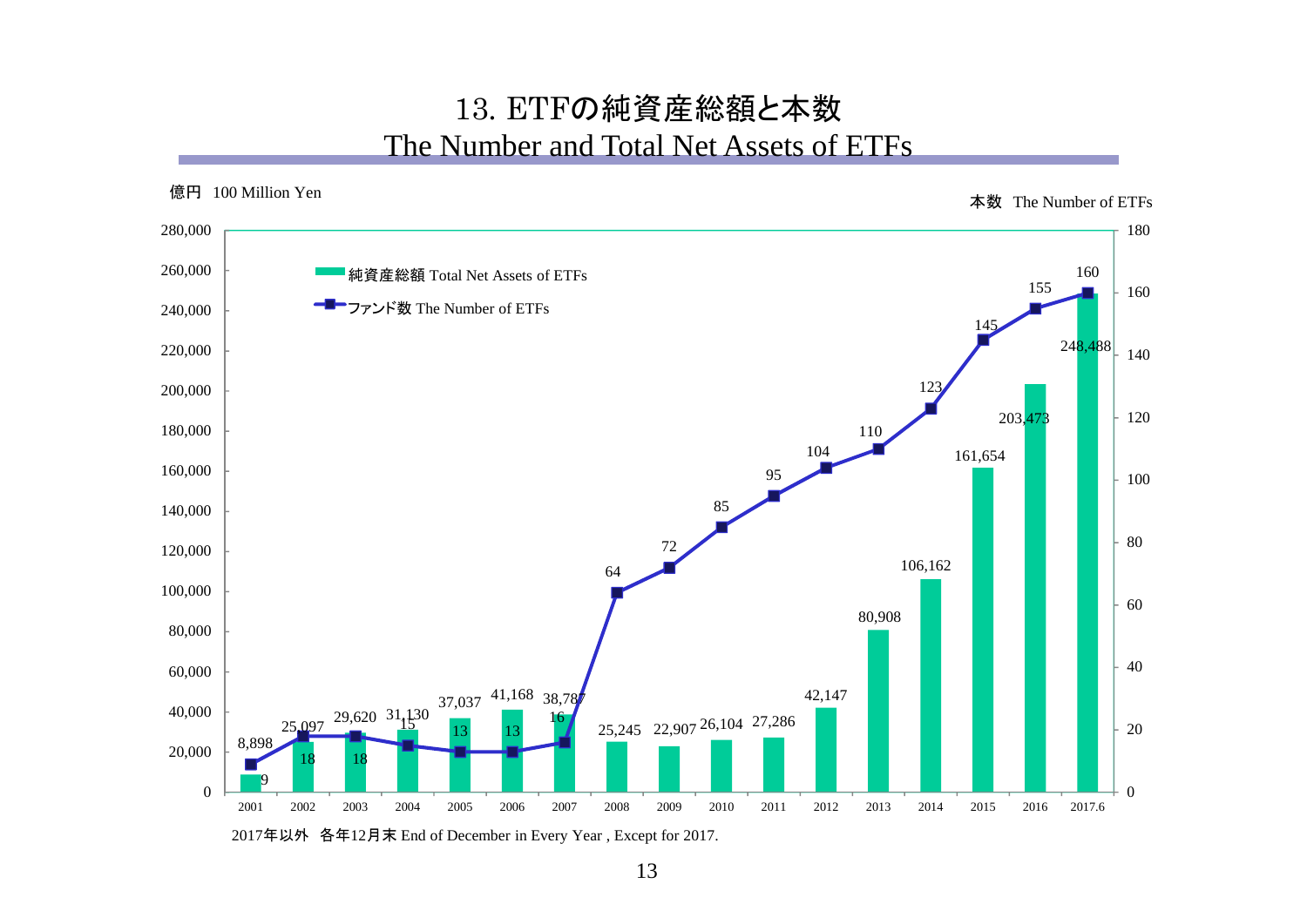# 13. ETFの純資産総額と本数
## The Number and Total Net Assets of ETFs

億円 100 Million Yen　　本数 The Number of ETFs

| | 純資産総額 Total Net Assets of ETFs | ファンド数 The Number of ETFs |
|---|---|---|
| 2001 | 8,898 | 9 |
| 2002 | 25,097 | 18 |
| 2003 | 29,620 | 18 |
| 2004 | 31,130 | 15 |
| 2005 | 37,037 | 13 |
| 2006 | 41,168 | 13 |
| 2007 | 38,787 | 16 |
| 2008 | 25,245 | 64 |
| 2009 | 22,907 | 72 |
| 2010 | 26,104 | 85 |
| 2011 | 27,286 | 95 |
| 2012 | 42,147 | 104 |
| 2013 | 80,908 | 110 |
| 2014 | 106,162 | 123 |
| 2015 | 161,654 | 145 |
| 2016 | 203,473 | 155 |
| 2017.6 | 248,488 | 160 |

2017年以外　各年12月末 End of December in Every Year , Except for 2017.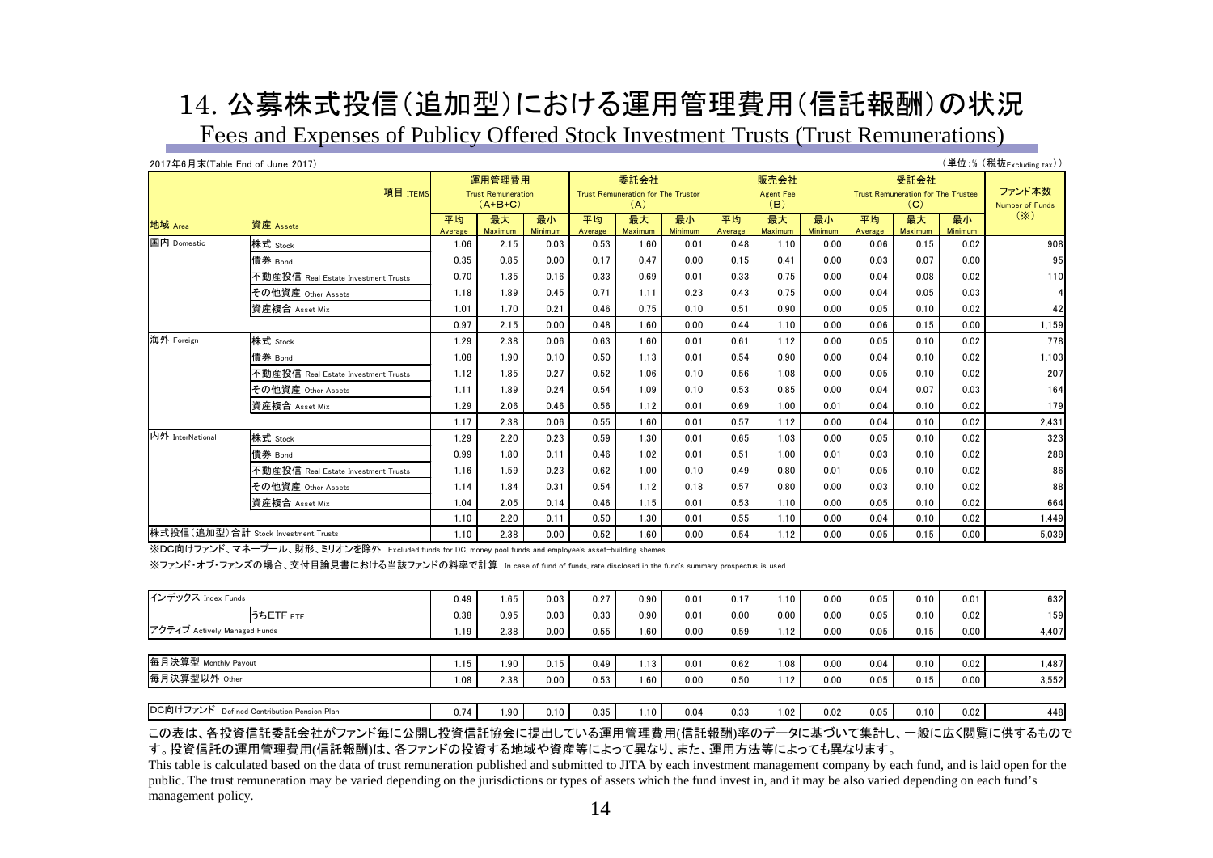# 14. 公募株式投信(追加型)における運用管理費用(信託報酬)の状況

## Fees and Expenses of Publicy Offered Stock Investment Trusts (Trust Remunerations)

2017年6月末(Table End of June 2017)

(単位:% (税抜Excluding tax))

| 地域 Area | 資産 Assets | 運用管理費用 Trust Remuneration (A+B+C) 平均 Average | 最大 Maximum | 最小 Minimum | 委託会社 Trust Remuneration for The Trustor (A) 平均 Average | 最大 Maximum | 最小 Minimum | 販売会社 Agent Fee (B) 平均 Average | 最大 Maximum | 最小 Minimum | 受託会社 Trust Remuneration for The Trustee (C) 平均 Average | 最大 Maximum | 最小 Minimum | ファンド本数 Number of Funds (※) |
|---|---|---|---|---|---|---|---|---|---|---|---|---|---|---|
| 国内 Domestic | 株式 Stock | 1.06 | 2.15 | 0.03 | 0.53 | 1.60 | 0.01 | 0.48 | 1.10 | 0.00 | 0.06 | 0.15 | 0.02 | 908 |
| | 債券 Bond | 0.35 | 0.85 | 0.00 | 0.17 | 0.47 | 0.00 | 0.15 | 0.41 | 0.00 | 0.03 | 0.07 | 0.00 | 95 |
| | 不動産投信 Real Estate Investment Trusts | 0.70 | 1.35 | 0.16 | 0.33 | 0.69 | 0.01 | 0.33 | 0.75 | 0.00 | 0.04 | 0.08 | 0.02 | 110 |
| | その他資産 Other Assets | 1.18 | 1.89 | 0.45 | 0.71 | 1.11 | 0.23 | 0.43 | 0.75 | 0.00 | 0.04 | 0.05 | 0.03 | 4 |
| | 資産複合 Asset Mix | 1.01 | 1.70 | 0.21 | 0.46 | 0.75 | 0.10 | 0.51 | 0.90 | 0.00 | 0.05 | 0.10 | 0.02 | 42 |
| | | 0.97 | 2.15 | 0.00 | 0.48 | 1.60 | 0.00 | 0.44 | 1.10 | 0.00 | 0.06 | 0.15 | 0.00 | 1,159 |
| 海外 Foreign | 株式 Stock | 1.29 | 2.38 | 0.06 | 0.63 | 1.60 | 0.01 | 0.61 | 1.12 | 0.00 | 0.05 | 0.10 | 0.02 | 778 |
| | 債券 Bond | 1.08 | 1.90 | 0.10 | 0.50 | 1.13 | 0.01 | 0.54 | 0.90 | 0.00 | 0.04 | 0.10 | 0.02 | 1,103 |
| | 不動産投信 Real Estate Investment Trusts | 1.12 | 1.85 | 0.27 | 0.52 | 1.06 | 0.10 | 0.56 | 1.08 | 0.00 | 0.05 | 0.10 | 0.02 | 207 |
| | その他資産 Other Assets | 1.11 | 1.89 | 0.24 | 0.54 | 1.09 | 0.10 | 0.53 | 0.85 | 0.00 | 0.04 | 0.07 | 0.03 | 164 |
| | 資産複合 Asset Mix | 1.29 | 2.06 | 0.46 | 0.56 | 1.12 | 0.01 | 0.69 | 1.00 | 0.01 | 0.04 | 0.10 | 0.02 | 179 |
| | | 1.17 | 2.38 | 0.06 | 0.55 | 1.60 | 0.01 | 0.57 | 1.12 | 0.00 | 0.04 | 0.10 | 0.02 | 2,431 |
| 内外 InterNational | 株式 Stock | 1.29 | 2.20 | 0.23 | 0.59 | 1.30 | 0.01 | 0.65 | 1.03 | 0.00 | 0.05 | 0.10 | 0.02 | 323 |
| | 債券 Bond | 0.99 | 1.80 | 0.11 | 0.46 | 1.02 | 0.01 | 0.51 | 1.00 | 0.01 | 0.03 | 0.10 | 0.02 | 288 |
| | 不動産投信 Real Estate Investment Trusts | 1.16 | 1.59 | 0.23 | 0.62 | 1.00 | 0.10 | 0.49 | 0.80 | 0.01 | 0.05 | 0.10 | 0.02 | 86 |
| | その他資産 Other Assets | 1.14 | 1.84 | 0.31 | 0.54 | 1.12 | 0.18 | 0.57 | 0.80 | 0.00 | 0.03 | 0.10 | 0.02 | 88 |
| | 資産複合 Asset Mix | 1.04 | 2.05 | 0.14 | 0.46 | 1.15 | 0.01 | 0.53 | 1.10 | 0.00 | 0.05 | 0.10 | 0.02 | 664 |
| | | 1.10 | 2.20 | 0.11 | 0.50 | 1.30 | 0.01 | 0.55 | 1.10 | 0.00 | 0.04 | 0.10 | 0.02 | 1,449 |
| 株式投信(追加型)合計 Stock Investment Trusts | | 1.10 | 2.38 | 0.00 | 0.52 | 1.60 | 0.00 | 0.54 | 1.12 | 0.00 | 0.05 | 0.15 | 0.00 | 5,039 |

※DC向けファンド、マネープール、財形、ミリオンを除外 Excluded funds for DC, money pool funds and employee's asset-building shemes.

※ファンド・オブ・ファンズの場合、交付目論見書における当該ファンドの料率で計算 In case of fund of funds, rate disclosed in the fund's summary prospectus is used.

| 項目 | | 平均 | 最大 | 最小 | 平均 | 最大 | 最小 | 平均 | 最大 | 最小 | 平均 | 最大 | 最小 | ファンド本数 |
|---|---|---|---|---|---|---|---|---|---|---|---|---|---|---|
| インデックス Index Funds | | 0.49 | 1.65 | 0.03 | 0.27 | 0.90 | 0.01 | 0.17 | 1.10 | 0.00 | 0.05 | 0.10 | 0.01 | 632 |
| | うちETF ETF | 0.38 | 0.95 | 0.03 | 0.33 | 0.90 | 0.01 | 0.00 | 0.00 | 0.00 | 0.05 | 0.10 | 0.02 | 159 |
| アクティブ Actively Managed Funds | | 1.19 | 2.38 | 0.00 | 0.55 | 1.60 | 0.00 | 0.59 | 1.12 | 0.00 | 0.05 | 0.15 | 0.00 | 4,407 |
| 毎月決算型 Monthly Payout | | 1.15 | 1.90 | 0.15 | 0.49 | 1.13 | 0.01 | 0.62 | 1.08 | 0.00 | 0.04 | 0.10 | 0.02 | 1,487 |
| 毎月決算型以外 Other | | 1.08 | 2.38 | 0.00 | 0.53 | 1.60 | 0.00 | 0.50 | 1.12 | 0.00 | 0.05 | 0.15 | 0.00 | 3,552 |
| DC向けファンド Defined Contribution Pension Plan | | 0.74 | 1.90 | 0.10 | 0.35 | 1.10 | 0.04 | 0.33 | 1.02 | 0.02 | 0.05 | 0.10 | 0.02 | 448 |

この表は、各投資信託委託会社がファンド毎に公開し投資信託協会に提出している運用管理費用(信託報酬)率のデータに基づいて集計し、一般に広く閲覧に供するものです。投資信託の運用管理費用(信託報酬)は、各ファンドの投資する地域や資産等によって異なり、また、運用方法等によっても異なります。

This table is calculated based on the data of trust remuneration published and submitted to JITA by each investment management company by each fund, and is laid open for the public. The trust remuneration may be varied depending on the jurisdictions or types of assets which the fund invest in, and it may be also varied depending on each fund's management policy.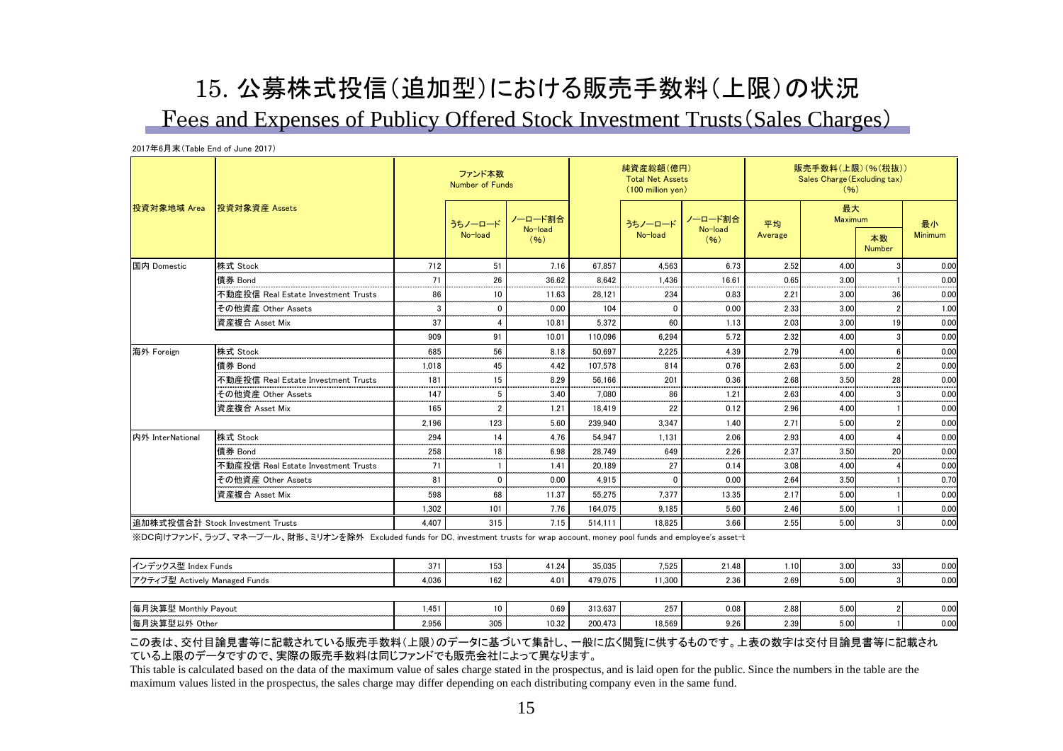# 15. 公募株式投信(追加型)における販売手数料(上限)の状況

## Fees and Expenses of Publicy Offered Stock Investment Trusts(Sales Charges)

2017年6月末(Table End of June 2017)

| 投資対象地域 Area | 投資対象資産 Assets | ファンド本数 Number of Funds | | | 純資産総額(億円) Total Net Assets (100 million yen) | | | 販売手数料(上限)(%(税抜)) Sales Charge(Excluding tax) (%) | | | |
|---|---|---|---|---|---|---|---|---|---|---|---|
| | | | うちノーロード No-load | ノーロード割合 No-load (%) | | うちノーロード No-load | ノーロード割合 No-load (%) | 平均 Average | 最大 Maximum | 本数 Number | 最小 Minimum |
| 国内 Domestic | 株式 Stock | 712 | 51 | 7.16 | 67,857 | 4,563 | 6.73 | 2.52 | 4.00 | 3 | 0.00 |
| | 債券 Bond | 71 | 26 | 36.62 | 8,642 | 1,436 | 16.61 | 0.65 | 3.00 | 1 | 0.00 |
| | 不動産投信 Real Estate Investment Trusts | 86 | 10 | 11.63 | 28,121 | 234 | 0.83 | 2.21 | 3.00 | 36 | 0.00 |
| | その他資産 Other Assets | 3 | 0 | 0.00 | 104 | 0 | 0.00 | 2.33 | 3.00 | 2 | 1.00 |
| | 資産複合 Asset Mix | 37 | 4 | 10.81 | 5,372 | 60 | 1.13 | 2.03 | 3.00 | 19 | 0.00 |
| | | 909 | 91 | 10.01 | 110,096 | 6,294 | 5.72 | 2.32 | 4.00 | 3 | 0.00 |
| 海外 Foreign | 株式 Stock | 685 | 56 | 8.18 | 50,697 | 2,225 | 4.39 | 2.79 | 4.00 | 6 | 0.00 |
| | 債券 Bond | 1,018 | 45 | 4.42 | 107,578 | 814 | 0.76 | 2.63 | 5.00 | 2 | 0.00 |
| | 不動産投信 Real Estate Investment Trusts | 181 | 15 | 8.29 | 56,166 | 201 | 0.36 | 2.68 | 3.50 | 28 | 0.00 |
| | その他資産 Other Assets | 147 | 5 | 3.40 | 7,080 | 86 | 1.21 | 2.63 | 4.00 | 3 | 0.00 |
| | 資産複合 Asset Mix | 165 | 2 | 1.21 | 18,419 | 22 | 0.12 | 2.96 | 4.00 | 1 | 0.00 |
| | | 2,196 | 123 | 5.60 | 239,940 | 3,347 | 1.40 | 2.71 | 5.00 | 2 | 0.00 |
| 内外 InterNational | 株式 Stock | 294 | 14 | 4.76 | 54,947 | 1,131 | 2.06 | 2.93 | 4.00 | 4 | 0.00 |
| | 債券 Bond | 258 | 18 | 6.98 | 28,749 | 649 | 2.26 | 2.37 | 3.50 | 20 | 0.00 |
| | 不動産投信 Real Estate Investment Trusts | 71 | 1 | 1.41 | 20,189 | 27 | 0.14 | 3.08 | 4.00 | 4 | 0.00 |
| | その他資産 Other Assets | 81 | 0 | 0.00 | 4,915 | 0 | 0.00 | 2.64 | 3.50 | 1 | 0.70 |
| | 資産複合 Asset Mix | 598 | 68 | 11.37 | 55,275 | 7,377 | 13.35 | 2.17 | 5.00 | 1 | 0.00 |
| | | 1,302 | 101 | 7.76 | 164,075 | 9,185 | 5.60 | 2.46 | 5.00 | 1 | 0.00 |
| 追加株式投信合計 Stock Investment Trusts | | 4,407 | 315 | 7.15 | 514,111 | 18,825 | 3.66 | 2.55 | 5.00 | 3 | 0.00 |

※DC向けファンド、ラップ、マネープール、財形、ミリオンを除外 Excluded funds for DC, investment trusts for wrap account, money pool funds and employee's asset-t

| | ファンド本数 | うちノーロード | ノーロード割合 | 純資産総額 | うちノーロード | ノーロード割合 | 平均 | 最大 | 本数 | 最小 |
|---|---|---|---|---|---|---|---|---|---|---|
| インデックス型 Index Funds | 371 | 153 | 41.24 | 35,035 | 7,525 | 21.48 | 1.10 | 3.00 | 33 | 0.00 |
| アクティブ型 Actively Managed Funds | 4,036 | 162 | 4.01 | 479,075 | 11,300 | 2.36 | 2.69 | 5.00 | 3 | 0.00 |

| | ファンド本数 | うちノーロード | ノーロード割合 | 純資産総額 | うちノーロード | ノーロード割合 | 平均 | 最大 | 本数 | 最小 |
|---|---|---|---|---|---|---|---|---|---|---|
| 毎月決算型 Monthly Payout | 1,451 | 10 | 0.69 | 313,637 | 257 | 0.08 | 2.88 | 5.00 | 2 | 0.00 |
| 毎月決算型以外 Other | 2,956 | 305 | 10.32 | 200,473 | 18,569 | 9.26 | 2.39 | 5.00 | 1 | 0.00 |

この表は、交付目論見書等に記載されている販売手数料(上限)のデータに基づいて集計し、一般に広く閲覧に供するものです。上表の数字は交付目論見書等に記載されている上限のデータですので、実際の販売手数料は同じファンドでも販売会社によって異なります。

This table is calculated based on the data of the maximum value of sales charge stated in the prospectus, and is laid open for the public. Since the numbers in the table are the maximum values listed in the prospectus, the sales charge may differ depending on each distributing company even in the same fund.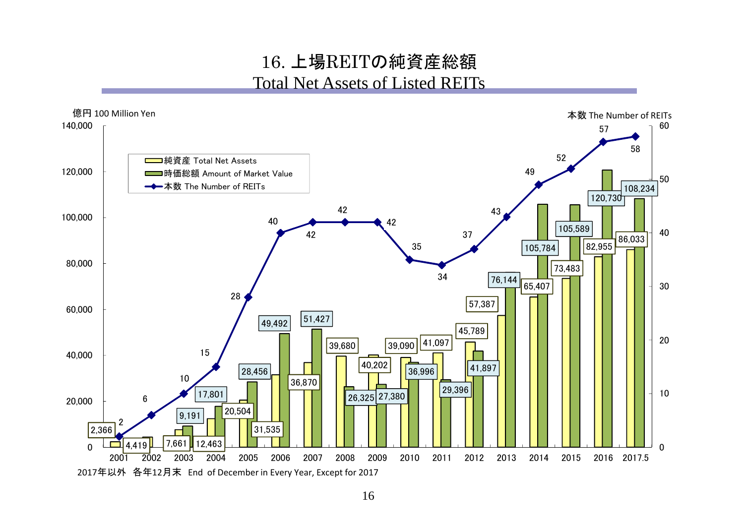# 16. 上場REITの純資産総額
## Total Net Assets of Listed REITs

億円 100 Million Yen / 本数 The Number of REITs

| Year | 純資産 Total Net Assets | 時価総額 Amount of Market Value | 本数 The Number of REITs |
|---|---|---|---|
| 2001 | 2,366 | | 2 |
| 2002 | 4,419 | | 6 |
| 2003 | 7,661 | 9,191 | 10 |
| 2004 | 12,463 | 17,801 | 15 |
| 2005 | 20,504 | 28,456 | 28 |
| 2006 | 31,535 | 49,492 | 40 |
| 2007 | 36,870 | 51,427 | 42 |
| 2008 | 39,680 | 26,325 | 42 |
| 2009 | 40,202 | 27,380 | 42 |
| 2010 | 39,090 | 36,996 | 35 |
| 2011 | 41,097 | 29,396 | 34 |
| 2012 | 45,789 | 41,897 | 37 |
| 2013 | 57,387 | 76,144 | 43 |
| 2014 | 65,407 | 105,784 | 49 |
| 2015 | 73,483 | 105,589 | 52 |
| 2016 | 82,955 | 120,730 | 57 |
| 2017.5 | 86,033 | 108,234 | 58 |

2017年以外　各年12月末　End of December in Every Year, Except for 2017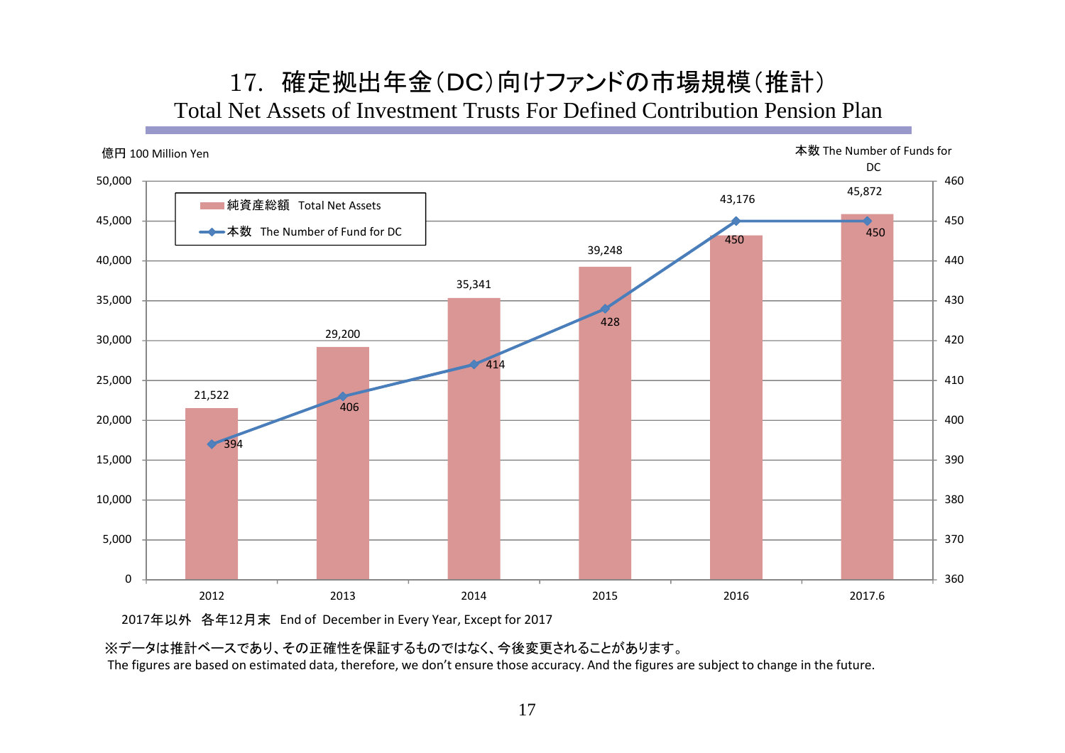# 17. 確定拠出年金（DC）向けファンドの市場規模（推計）

## Total Net Assets of Investment Trusts For Defined Contribution Pension Plan

億円 100 Million Yen

本数 The Number of Funds for DC

| | 2012 | 2013 | 2014 | 2015 | 2016 | 2017.6 |
|---|---|---|---|---|---|---|
| 純資産総額 Total Net Assets | 21,522 | 29,200 | 35,341 | 39,248 | 43,176 | 45,872 |
| 本数 The Number of Fund for DC | 394 | 406 | 414 | 428 | 450 | 450 |

2017年以外　各年12月末　End of December in Every Year, Except for 2017

※データは推計ベースであり、その正確性を保証するものではなく、今後変更されることがあります。
The figures are based on estimated data, therefore, we don’t ensure those accuracy. And the figures are subject to change in the future.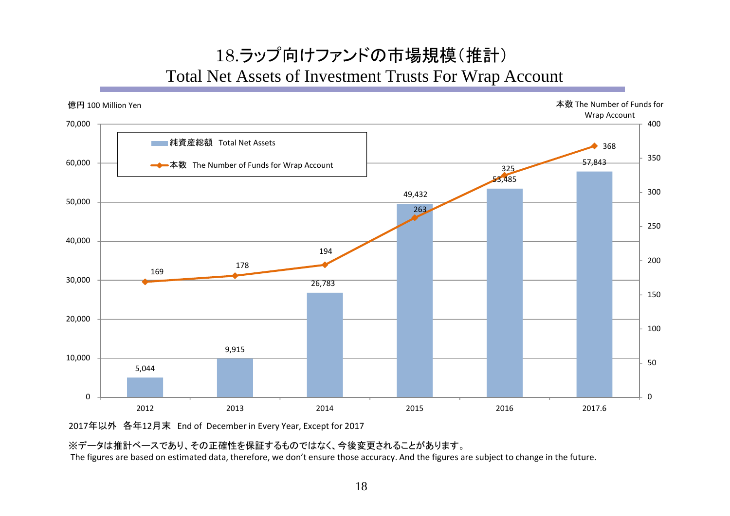# 18.ラップ向けファンドの市場規模（推計）
## Total Net Assets of Investment Trusts For Wrap Account

億円 100 Million Yen / 本数 The Number of Funds for Wrap Account

| | 2012 | 2013 | 2014 | 2015 | 2016 | 2017.6 |
|---|---|---|---|---|---|---|
| 純資産総額 Total Net Assets | 5,044 | 9,915 | 26,783 | 49,432 | 53,485 | 57,843 |
| 本数 The Number of Funds for Wrap Account | 169 | 178 | 194 | 263 | 325 | 368 |

2017年以外　各年12月末　End of December in Every Year, Except for 2017

※データは推計ベースであり、その正確性を保証するものではなく、今後変更されることがあります。
The figures are based on estimated data, therefore, we don't ensure those accuracy. And the figures are subject to change in the future.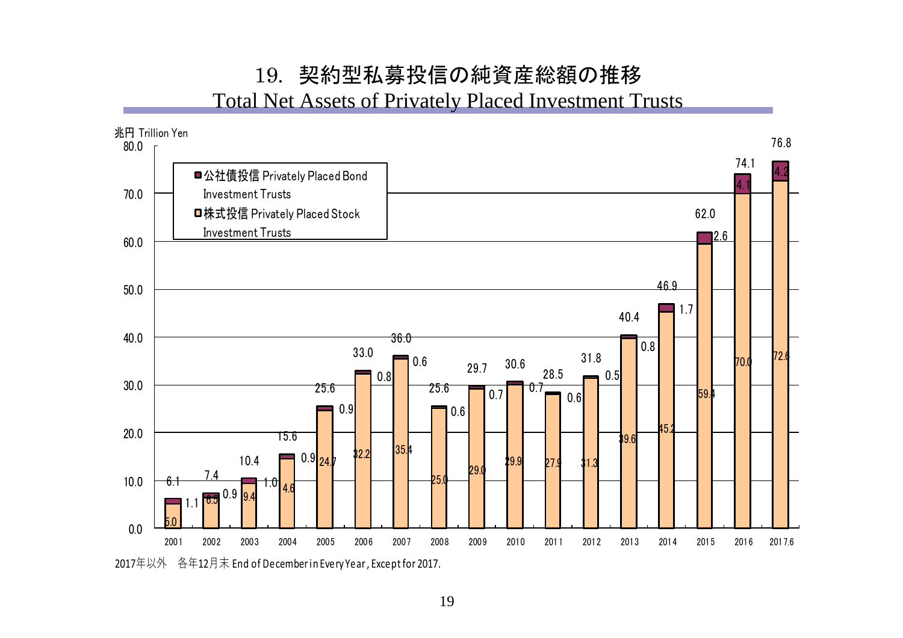# 19. 契約型私募投信の純資産総額の推移

## Total Net Assets of Privately Placed Investment Trusts

兆円 Trillion Yen

| 年 | 株式投信 Privately Placed Stock Investment Trusts | 公社債投信 Privately Placed Bond Investment Trusts | 合計 |
|---|---|---|---|
| 2001 | 5.0 | 1.1 | 6.1 |
| 2002 | 6.5 | 0.9 | 7.4 |
| 2003 | 9.4 | 1.0 | 10.4 |
| 2004 | 14.6 | 0.9 | 15.6 |
| 2005 | 24.7 | 0.9 | 25.6 |
| 2006 | 32.2 | 0.8 | 33.0 |
| 2007 | 35.4 | 0.6 | 36.0 |
| 2008 | 25.0 | 0.6 | 25.6 |
| 2009 | 29.0 | 0.7 | 29.7 |
| 2010 | 29.9 | 0.7 | 30.6 |
| 2011 | 27.9 | 0.6 | 28.5 |
| 2012 | 31.3 | 0.5 | 31.8 |
| 2013 | 39.6 | 0.8 | 40.4 |
| 2014 | 45.2 | 1.7 | 46.9 |
| 2015 | 59.4 | 2.6 | 62.0 |
| 2016 | 70.0 | 4.1 | 74.1 |
| 2017.6 | 72.6 | 4.2 | 76.8 |

2017年以外　各年12月末 End of December in Every Year, Except for 2017.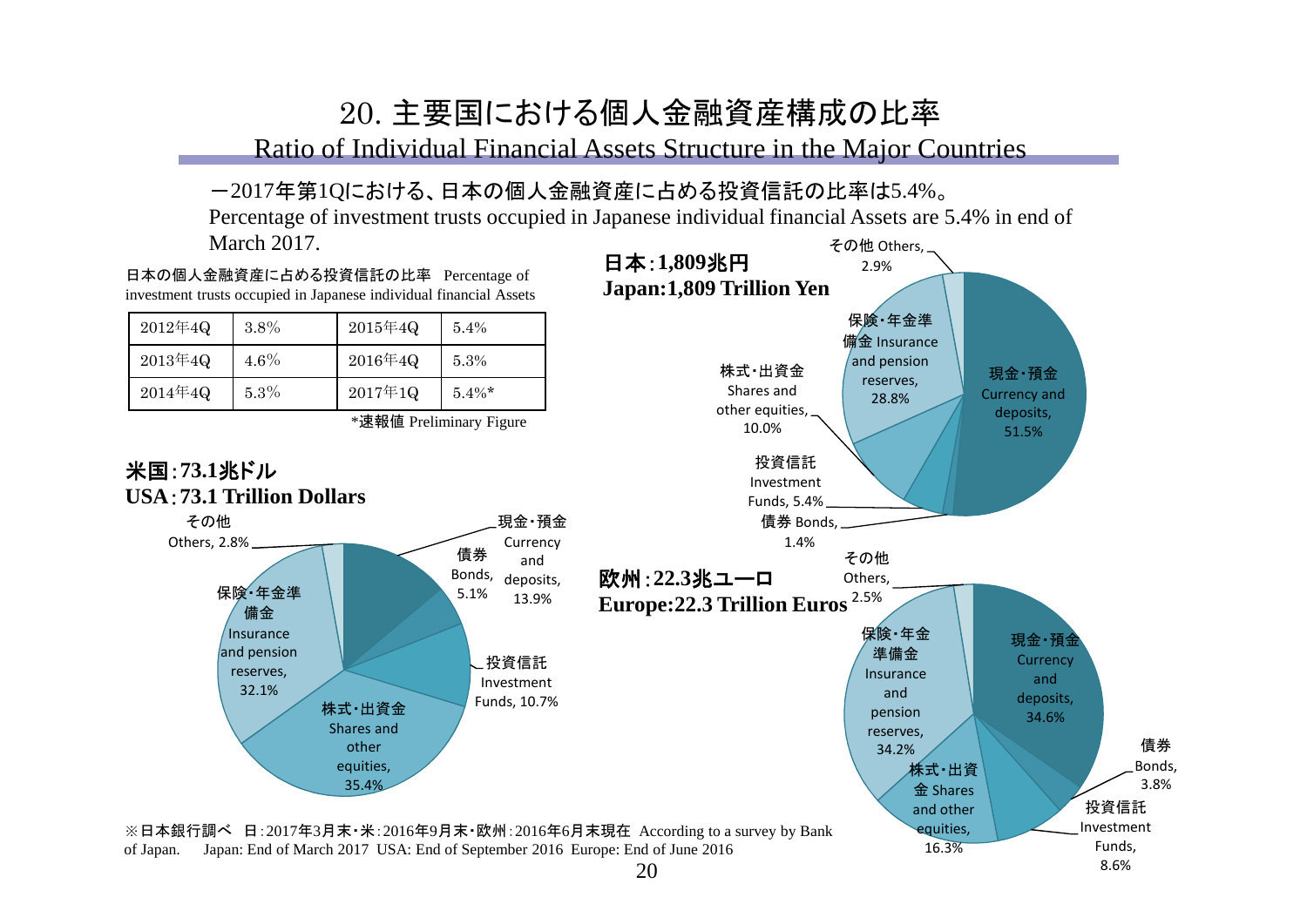# 20. 主要国における個人金融資産構成の比率

## Ratio of Individual Financial Assets Structure in the Major Countries

－2017年第1Qにおける、日本の個人金融資産に占める投資信託の比率は5.4%。

Percentage of investment trusts occupied in Japanese individual financial Assets are 5.4% in end of March 2017.

日本の個人金融資産に占める投資信託の比率 Percentage of investment trusts occupied in Japanese individual financial Assets

| | | | |
|---|---|---|---|
| 2012年4Q | 3.8% | 2015年4Q | 5.4% |
| 2013年4Q | 4.6% | 2016年4Q | 5.3% |
| 2014年4Q | 5.3% | 2017年1Q | 5.4%* |

*速報値 Preliminary Figure

**日本：1,809兆円**
**Japan:1,809 Trillion Yen**

- 現金・預金 Currency and deposits, 51.5%
- 債券 Bonds, 1.4%
- 投資信託 Investment Funds, 5.4%
- 株式・出資金 Shares and other equities, 10.0%
- 保険・年金準備金 Insurance and pension reserves, 28.8%
- その他 Others, 2.9%

**米国：73.1兆ドル**
**USA：73.1 Trillion Dollars**

- 現金・預金 Currency and deposits, 13.9%
- 債券 Bonds, 5.1%
- 投資信託 Investment Funds, 10.7%
- 株式・出資金 Shares and other equities, 35.4%
- 保険・年金準備金 Insurance and pension reserves, 32.1%
- その他 Others, 2.8%

**欧州：22.3兆ユーロ**
**Europe:22.3 Trillion Euros**

- 現金・預金 Currency and deposits, 34.6%
- 債券 Bonds, 3.8%
- 投資信託 Investment Funds, 8.6%
- 株式・出資金 Shares and other equities, 16.3%
- 保険・年金準備金 Insurance and pension reserves, 34.2%
- その他 Others, 2.5%

※日本銀行調べ 日：2017年3月末・米：2016年9月末・欧州：2016年6月末現在 According to a survey by Bank of Japan. Japan: End of March 2017 USA: End of September 2016 Europe: End of June 2016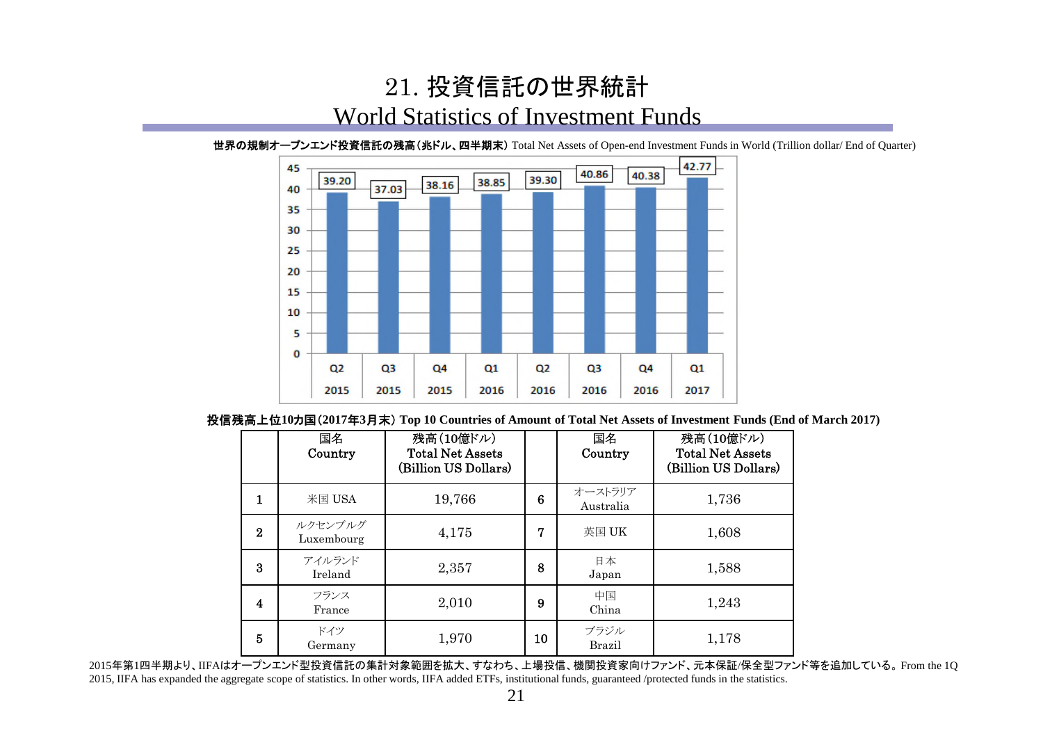# 21. 投資信託の世界統計
# World Statistics of Investment Funds

**世界の規制オープンエンド投資信託の残高（兆ドル、四半期末）** Total Net Assets of Open-end Investment Funds in World (Trillion dollar/ End of Quarter)

| Q2 2015 | Q3 2015 | Q4 2015 | Q1 2016 | Q2 2016 | Q3 2016 | Q4 2016 | Q1 2017 |
|---|---|---|---|---|---|---|---|
| 39.20 | 37.03 | 38.16 | 38.85 | 39.30 | 40.86 | 40.38 | 42.77 |

**投信残高上位10カ国（2017年3月末） Top 10 Countries of Amount of Total Net Assets of Investment Funds (End of March 2017)**

| | 国名 Country | 残高（10億ドル） Total Net Assets (Billion US Dollars) | | 国名 Country | 残高（10億ドル） Total Net Assets (Billion US Dollars) |
|---|---|---|---|---|---|
| 1 | 米国 USA | 19,766 | 6 | オーストラリア Australia | 1,736 |
| 2 | ルクセンブルグ Luxembourg | 4,175 | 7 | 英国 UK | 1,608 |
| 3 | アイルランド Ireland | 2,357 | 8 | 日本 Japan | 1,588 |
| 4 | フランス France | 2,010 | 9 | 中国 China | 1,243 |
| 5 | ドイツ Germany | 1,970 | 10 | ブラジル Brazil | 1,178 |

2015年第1四半期より、IIFAはオープンエンド型投資信託の集計対象範囲を拡大、すなわち、上場投信、機関投資家向けファンド、元本保証/保全型ファンド等を追加している。From the 1Q 2015, IIFA has expanded the aggregate scope of statistics. In other words, IIFA added ETFs, institutional funds, guaranteed /protected funds in the statistics.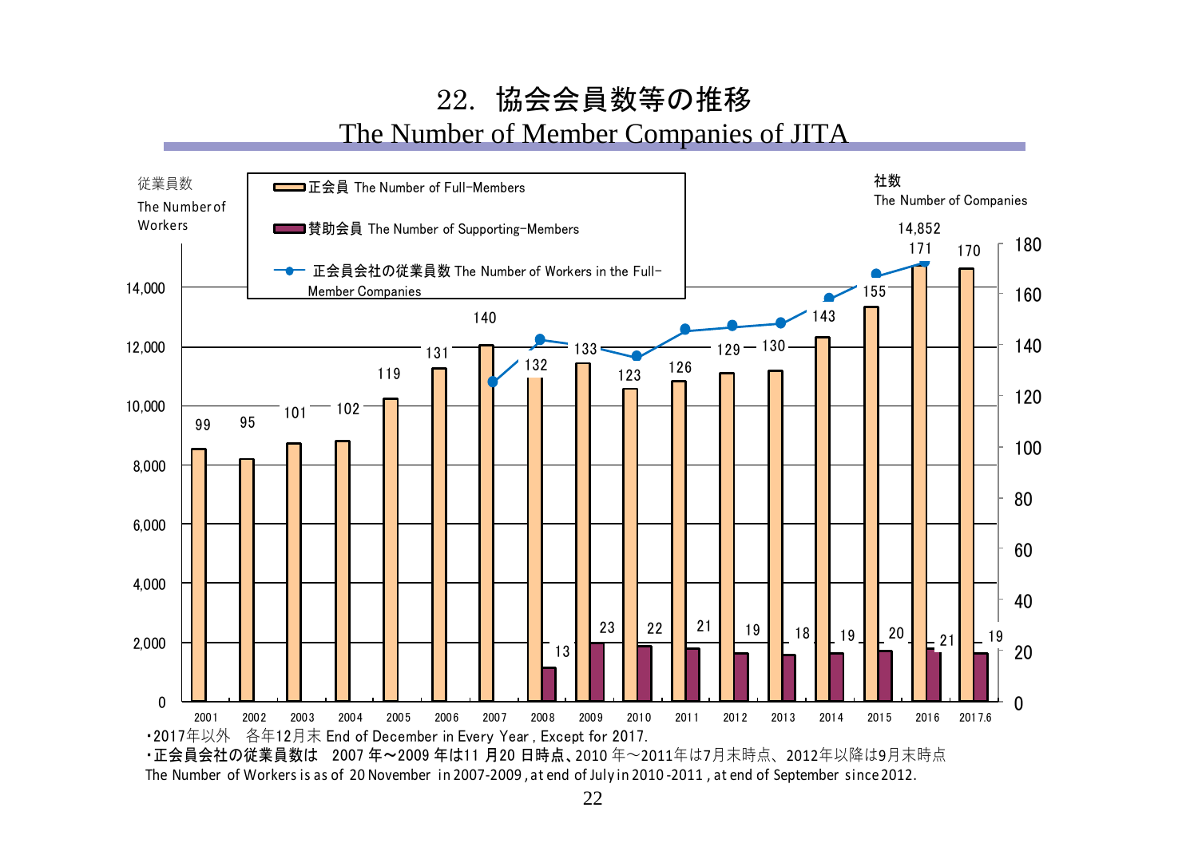# 22. 協会会員数等の推移

## The Number of Member Companies of JITA

従業員数
The Number of Workers

社数
The Number of Companies

正会員 The Number of Full-Members

賛助会員 The Number of Supporting-Members

正会員会社の従業員数 The Number of Workers in the Full-Member Companies

14,852

99
95
101
102
119
131
140
132
133
123
126
129
130
143
155
171
170

13
23
22
21
19
18
19
20
21
19

0
2,000
4,000
6,000
8,000
10,000
12,000
14,000

0
20
40
60
80
100
120
140
160
180

2001
2002
2003
2004
2005
2006
2007
2008
2009
2010
2011
2012
2013
2014
2015
2016
2017.6

・2017年以外　各年12月末 End of December in Every Year , Except for 2017.

・**正会員会社の従業員数は　2007 年～2009 年は11 月20 日時点**、2010 年～2011年は7月末時点、2012年以降は9月末時点

The Number of Workers is as of 20 November in 2007-2009 , at end of July in 2010 -2011 , at end of September since 2012.